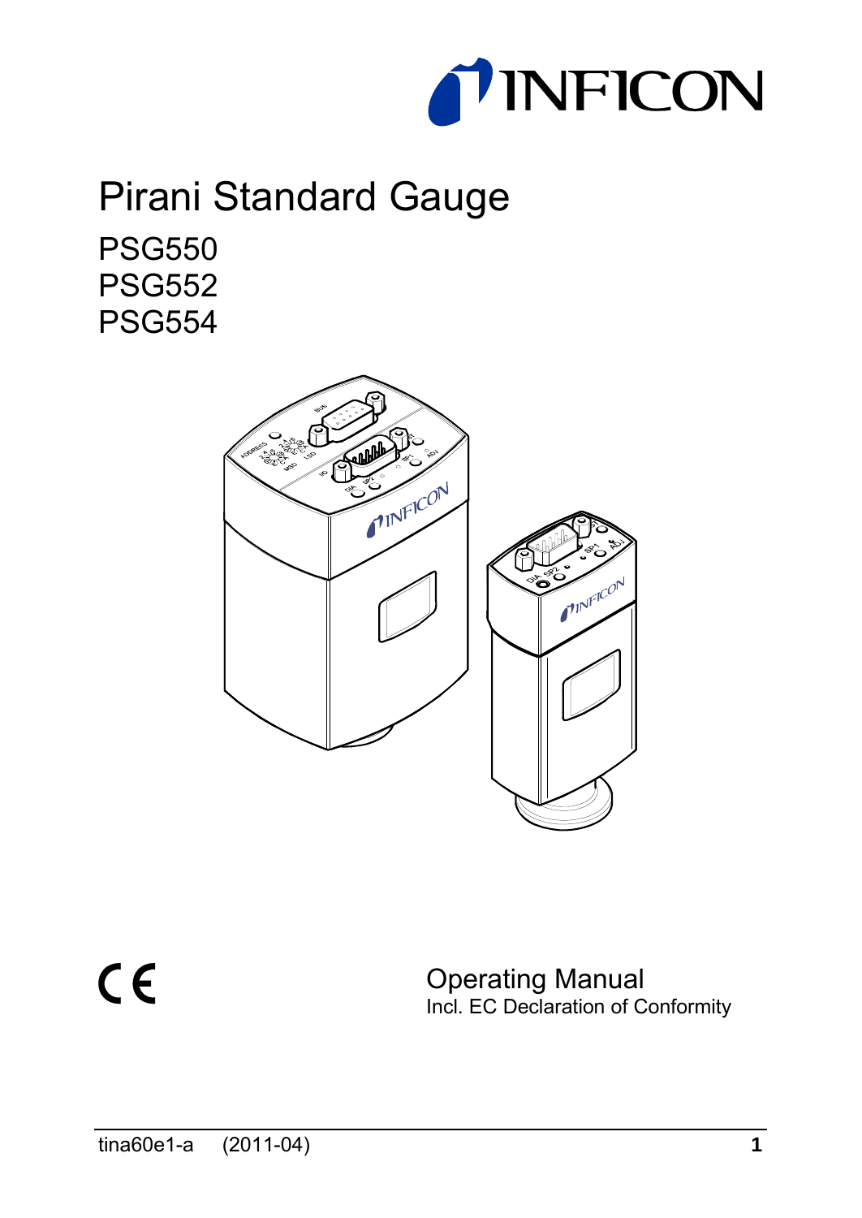INFICON

# Pirani Standard Gauge

## PSG550
## PSG552
## PSG554

CE

Operating Manual
Incl. EC Declaration of Conformity

tina60e1-a (2011-04)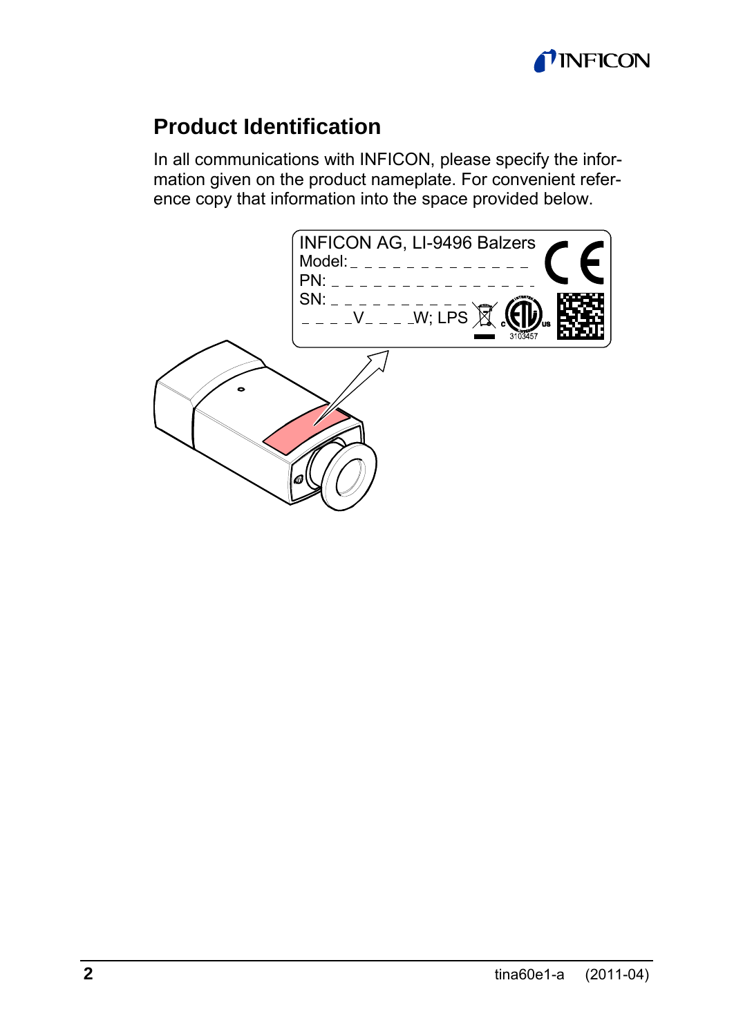## Product Identification

In all communications with INFICON, please specify the information given on the product nameplate. For convenient reference copy that information into the space provided below.

INFICON AG, LI-9496 Balzers

Model: _ _ _ _ _ _ _ _ _ _ _ _ _ _

PN: _ _ _ _ _ _ _ _ _ _ _ _ _ _ _

SN: _ _ _ _ _ _ _ _ _ _ _

_ _ _ _V_ _ _ _W; LPS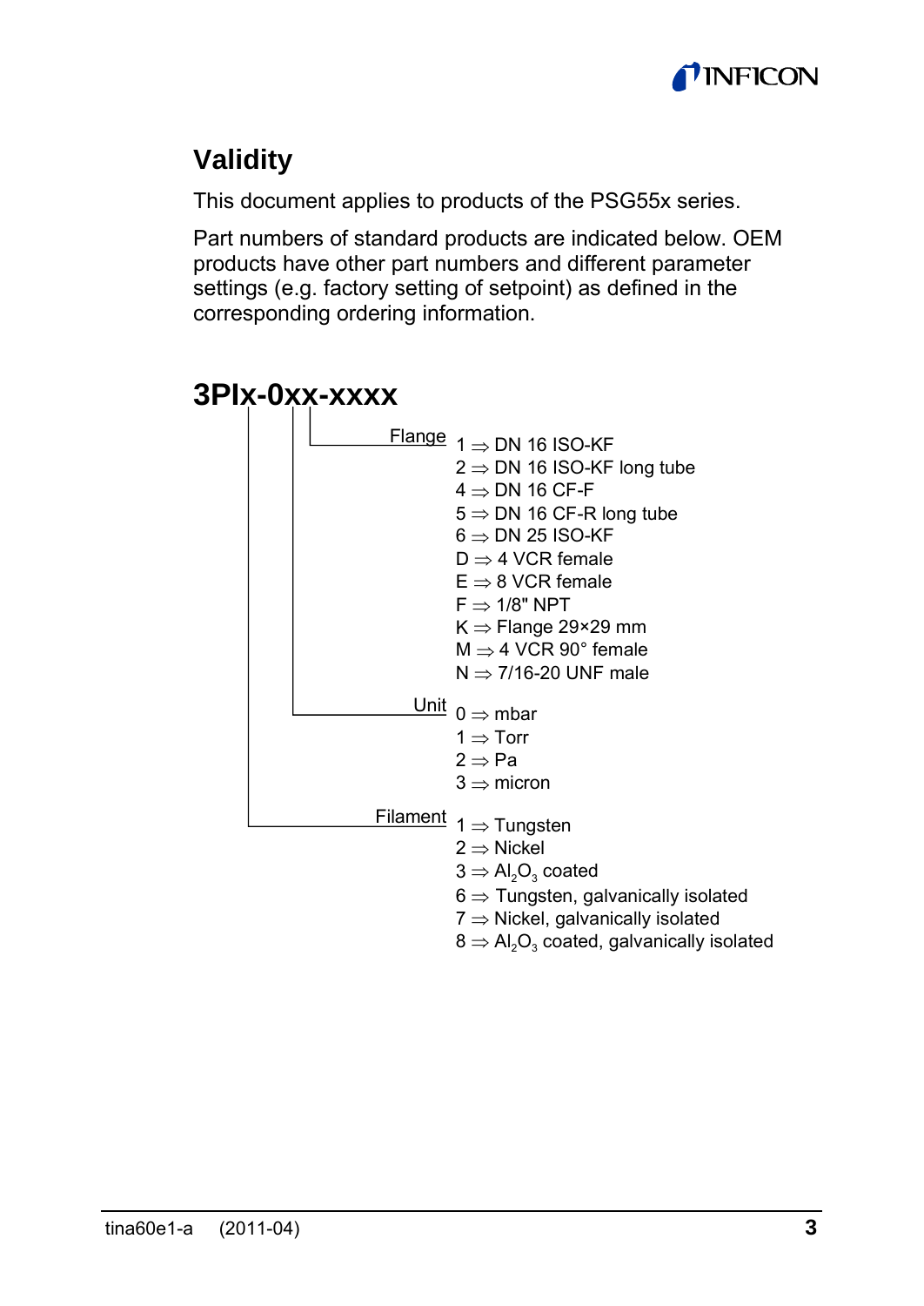## Validity

This document applies to products of the PSG55x series.

Part numbers of standard products are indicated below. OEM products have other part numbers and different parameter settings (e.g. factory setting of setpoint) as defined in the corresponding ordering information.

### 3PIx-0xx-xxxx

**Flange**

- 1 ⇒ DN 16 ISO-KF
- 2 ⇒ DN 16 ISO-KF long tube
- 4 ⇒ DN 16 CF-F
- 5 ⇒ DN 16 CF-R long tube
- 6 ⇒ DN 25 ISO-KF
- D ⇒ 4 VCR female
- E ⇒ 8 VCR female
- F ⇒ 1/8" NPT
- K ⇒ Flange 29×29 mm
- M ⇒ 4 VCR 90° female
- N ⇒ 7/16-20 UNF male

**Unit**

- 0 ⇒ mbar
- 1 ⇒ Torr
- 2 ⇒ Pa
- 3 ⇒ micron

**Filament**

- 1 ⇒ Tungsten
- 2 ⇒ Nickel
- 3 ⇒ $Al_2O_3$ coated
- 6 ⇒ Tungsten, galvanically isolated
- 7 ⇒ Nickel, galvanically isolated
- 8 ⇒ $Al_2O_3$ coated, galvanically isolated

tina60e1-a (2011-04)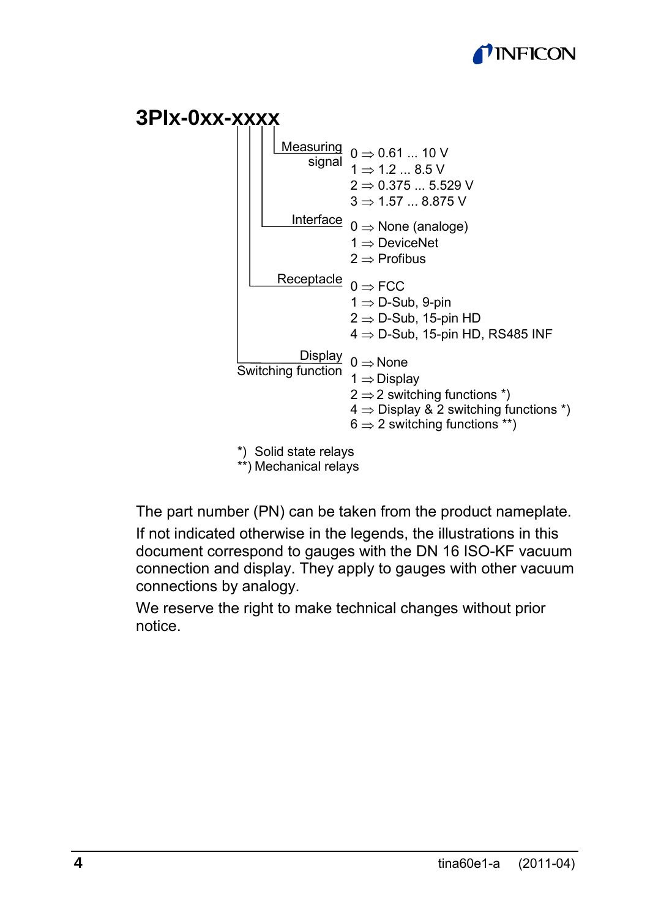**3PIx-0xx-xxxx**

Measuring signal
- 0 ⇒ 0.61 ... 10 V
- 1 ⇒ 1.2 ... 8.5 V
- 2 ⇒ 0.375 ... 5.529 V
- 3 ⇒ 1.57 ... 8.875 V

Interface
- 0 ⇒ None (analoge)
- 1 ⇒ DeviceNet
- 2 ⇒ Profibus

Receptacle
- 0 ⇒ FCC
- 1 ⇒ D-Sub, 9-pin
- 2 ⇒ D-Sub, 15-pin HD
- 4 ⇒ D-Sub, 15-pin HD, RS485 INF

Display
Switching function
- 0 ⇒ None
- 1 ⇒ Display
- 2 ⇒ 2 switching functions *)
- 4 ⇒ Display & 2 switching functions *)
- 6 ⇒ 2 switching functions **)

*) Solid state relays
**) Mechanical relays

The part number (PN) can be taken from the product nameplate.

If not indicated otherwise in the legends, the illustrations in this document correspond to gauges with the DN 16 ISO-KF vacuum connection and display. They apply to gauges with other vacuum connections by analogy.

We reserve the right to make technical changes without prior notice.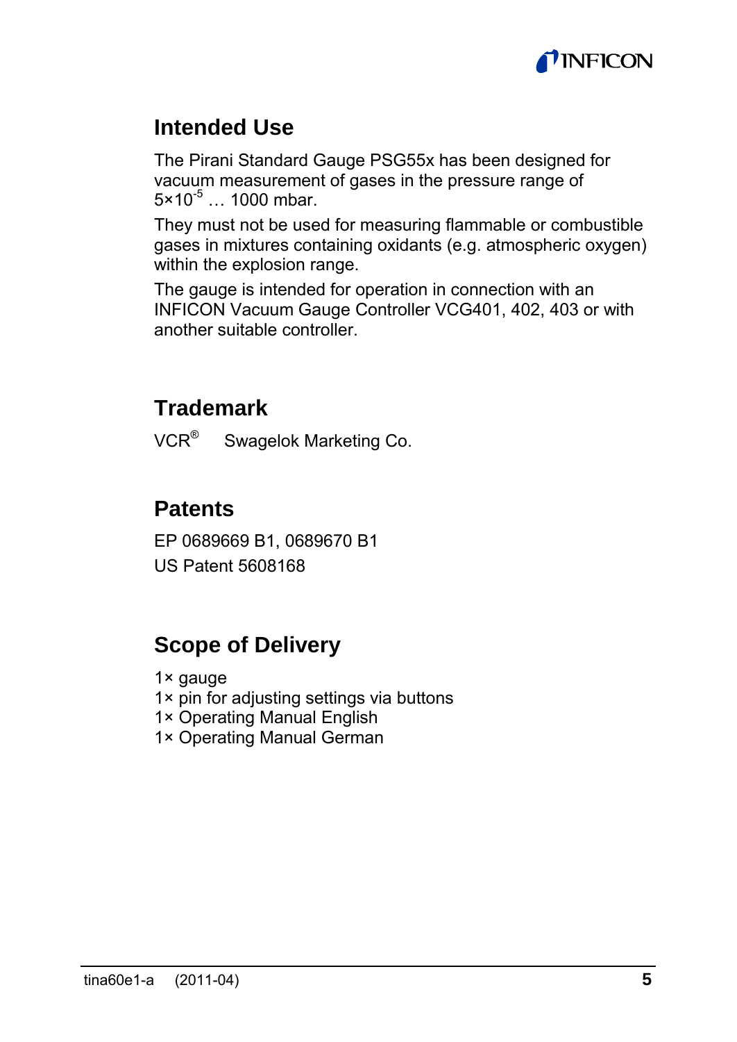## Intended Use

The Pirani Standard Gauge PSG55x has been designed for vacuum measurement of gases in the pressure range of $5 \times 10^{-5}$ … 1000 mbar.

They must not be used for measuring flammable or combustible gases in mixtures containing oxidants (e.g. atmospheric oxygen) within the explosion range.

The gauge is intended for operation in connection with an INFICON Vacuum Gauge Controller VCG401, 402, 403 or with another suitable controller.

## Trademark

VCR® Swagelok Marketing Co.

## Patents

EP 0689669 B1, 0689670 B1

US Patent 5608168

## Scope of Delivery

1× gauge
1× pin for adjusting settings via buttons
1× Operating Manual English
1× Operating Manual German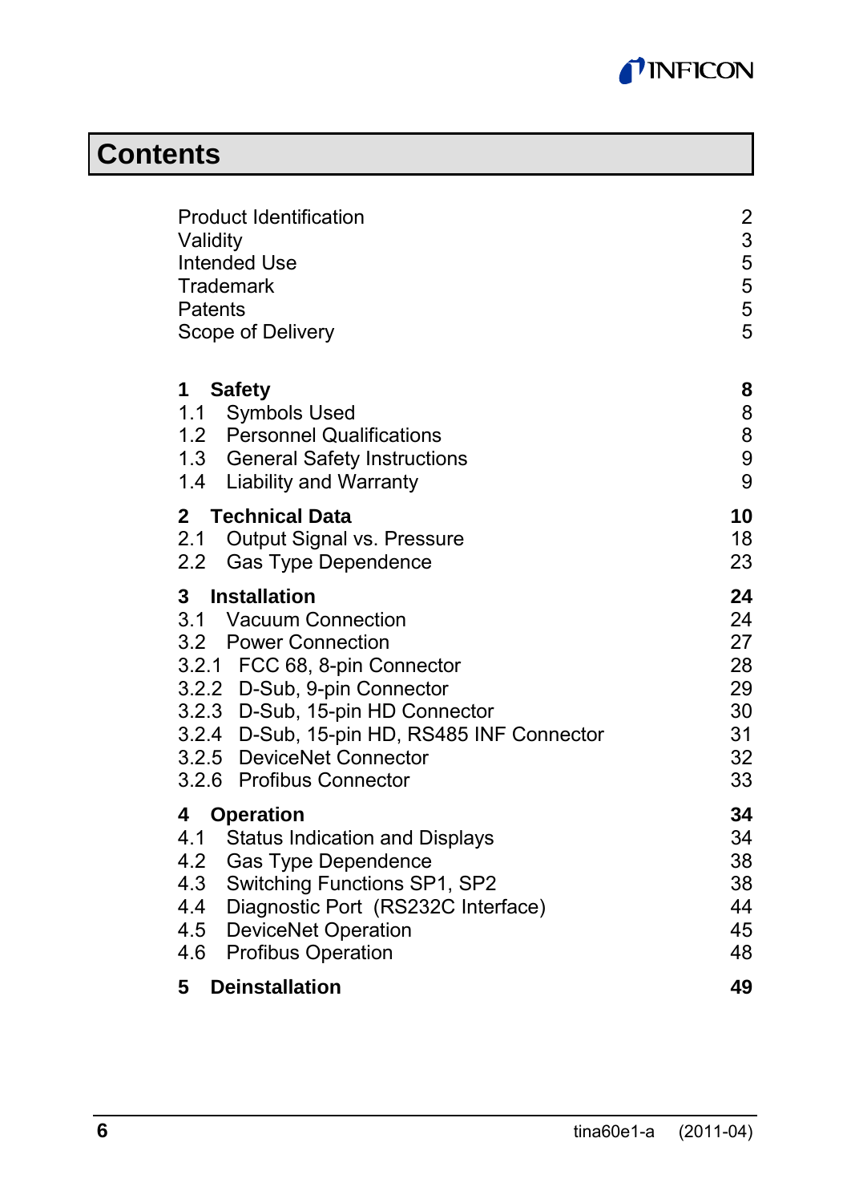# Contents

| | |
|---|---|
| Product Identification | 2 |
| Validity | 3 |
| Intended Use | 5 |
| Trademark | 5 |
| Patents | 5 |
| Scope of Delivery | 5 |
| **1 Safety** | **8** |
| 1.1 Symbols Used | 8 |
| 1.2 Personnel Qualifications | 8 |
| 1.3 General Safety Instructions | 9 |
| 1.4 Liability and Warranty | 9 |
| **2 Technical Data** | **10** |
| 2.1 Output Signal vs. Pressure | 18 |
| 2.2 Gas Type Dependence | 23 |
| **3 Installation** | **24** |
| 3.1 Vacuum Connection | 24 |
| 3.2 Power Connection | 27 |
| 3.2.1 FCC 68, 8-pin Connector | 28 |
| 3.2.2 D-Sub, 9-pin Connector | 29 |
| 3.2.3 D-Sub, 15-pin HD Connector | 30 |
| 3.2.4 D-Sub, 15-pin HD, RS485 INF Connector | 31 |
| 3.2.5 DeviceNet Connector | 32 |
| 3.2.6 Profibus Connector | 33 |
| **4 Operation** | **34** |
| 4.1 Status Indication and Displays | 34 |
| 4.2 Gas Type Dependence | 38 |
| 4.3 Switching Functions SP1, SP2 | 38 |
| 4.4 Diagnostic Port (RS232C Interface) | 44 |
| 4.5 DeviceNet Operation | 45 |
| 4.6 Profibus Operation | 48 |
| **5 Deinstallation** | **49** |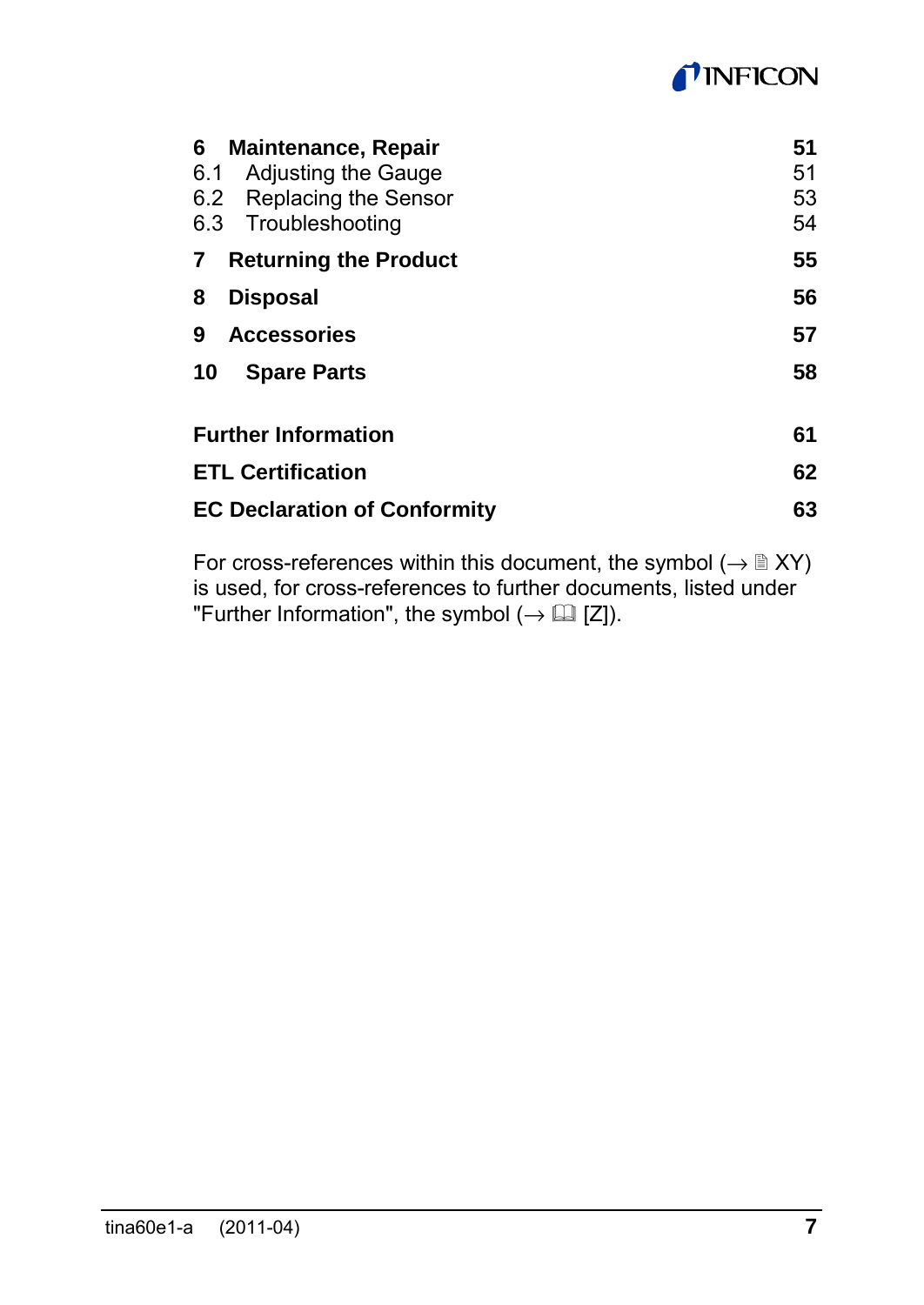| | | |
|---|---|---|
| **6** | **Maintenance, Repair** | **51** |
| 6.1 | Adjusting the Gauge | 51 |
| 6.2 | Replacing the Sensor | 53 |
| 6.3 | Troubleshooting | 54 |
| **7** | **Returning the Product** | **55** |
| **8** | **Disposal** | **56** |
| **9** | **Accessories** | **57** |
| **10** | **Spare Parts** | **58** |
| | | |
| **Further Information** | | **61** |
| **ETL Certification** | | **62** |
| **EC Declaration of Conformity** | | **63** |

For cross-references within this document, the symbol (→ 🖹 XY) is used, for cross-references to further documents, listed under "Further Information", the symbol (→ 🕮 [Z]).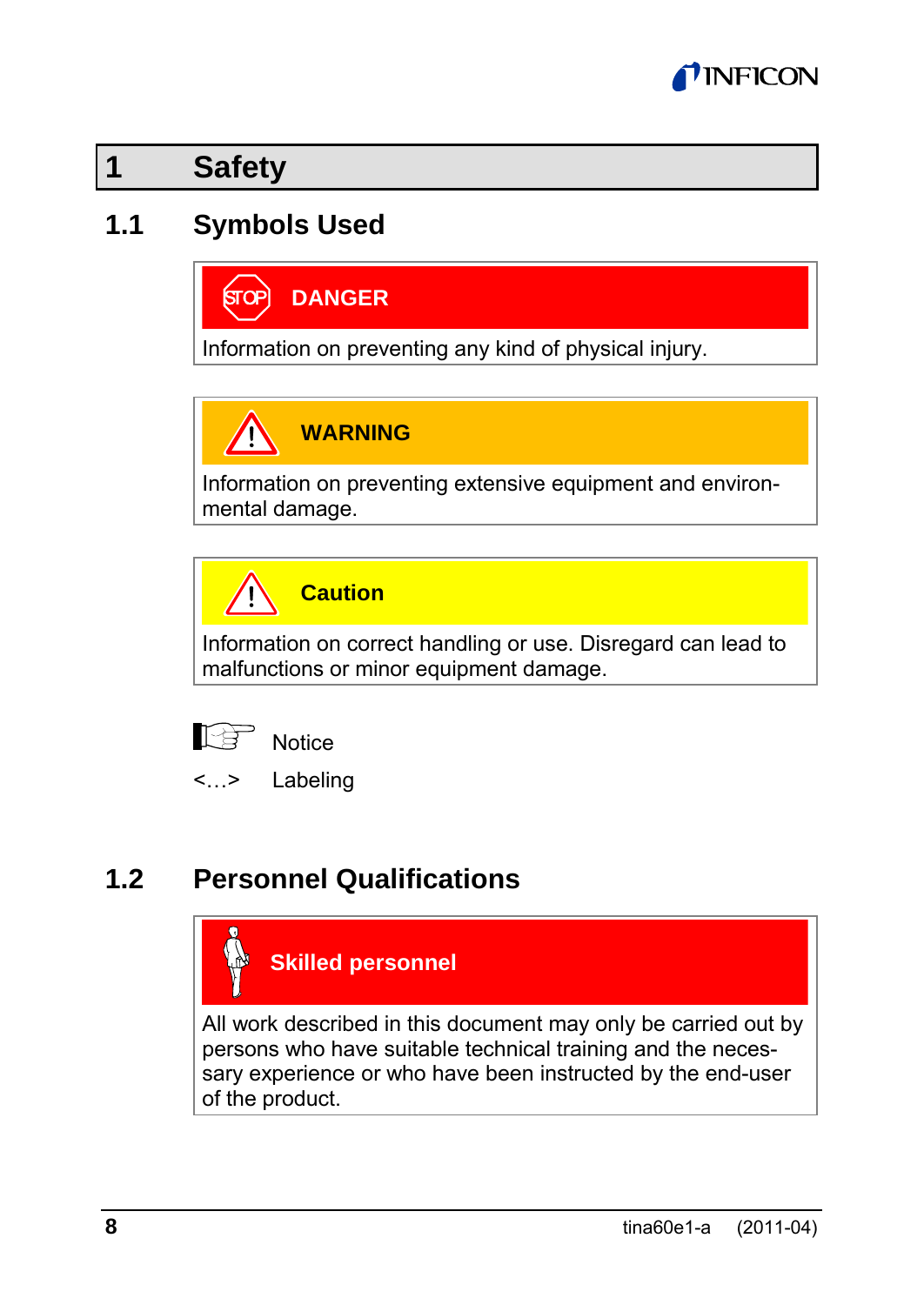# 1 Safety

## 1.1 Symbols Used

**DANGER**

Information on preventing any kind of physical injury.

**WARNING**

Information on preventing extensive equipment and environmental damage.

**Caution**

Information on correct handling or use. Disregard can lead to malfunctions or minor equipment damage.

Notice

<…> Labeling

## 1.2 Personnel Qualifications

**Skilled personnel**

All work described in this document may only be carried out by persons who have suitable technical training and the necessary experience or who have been instructed by the end-user of the product.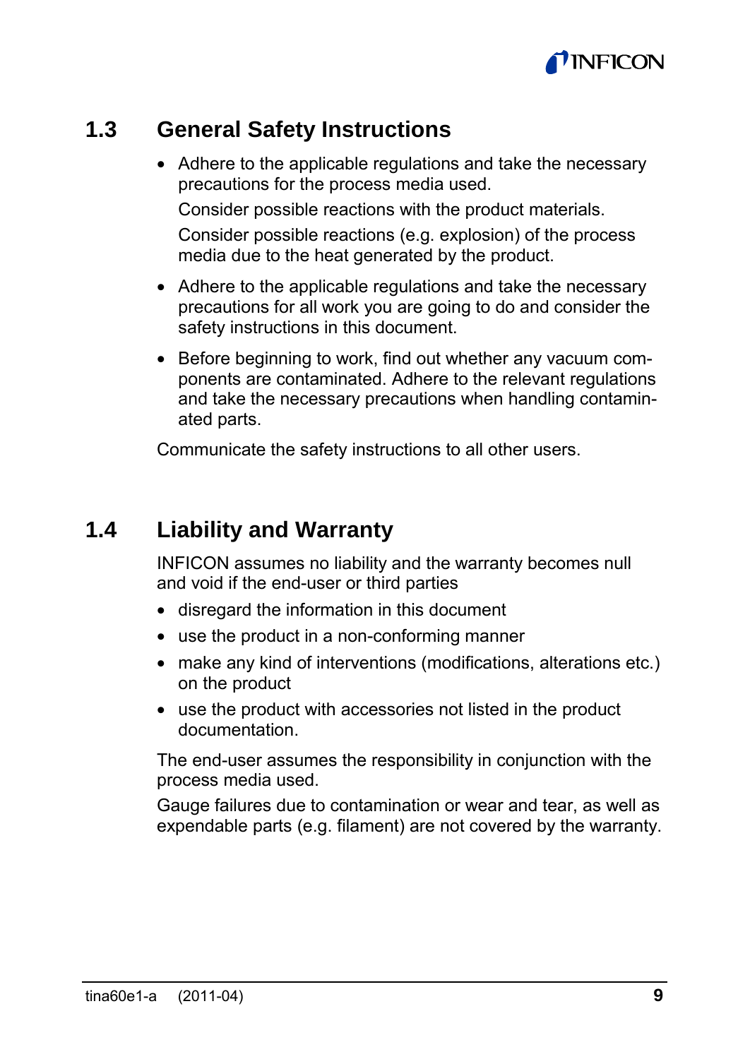## 1.3 General Safety Instructions

- Adhere to the applicable regulations and take the necessary precautions for the process media used.

  Consider possible reactions with the product materials.

  Consider possible reactions (e.g. explosion) of the process media due to the heat generated by the product.

- Adhere to the applicable regulations and take the necessary precautions for all work you are going to do and consider the safety instructions in this document.

- Before beginning to work, find out whether any vacuum components are contaminated. Adhere to the relevant regulations and take the necessary precautions when handling contaminated parts.

Communicate the safety instructions to all other users.

## 1.4 Liability and Warranty

INFICON assumes no liability and the warranty becomes null and void if the end-user or third parties

- disregard the information in this document
- use the product in a non-conforming manner
- make any kind of interventions (modifications, alterations etc.) on the product
- use the product with accessories not listed in the product documentation.

The end-user assumes the responsibility in conjunction with the process media used.

Gauge failures due to contamination or wear and tear, as well as expendable parts (e.g. filament) are not covered by the warranty.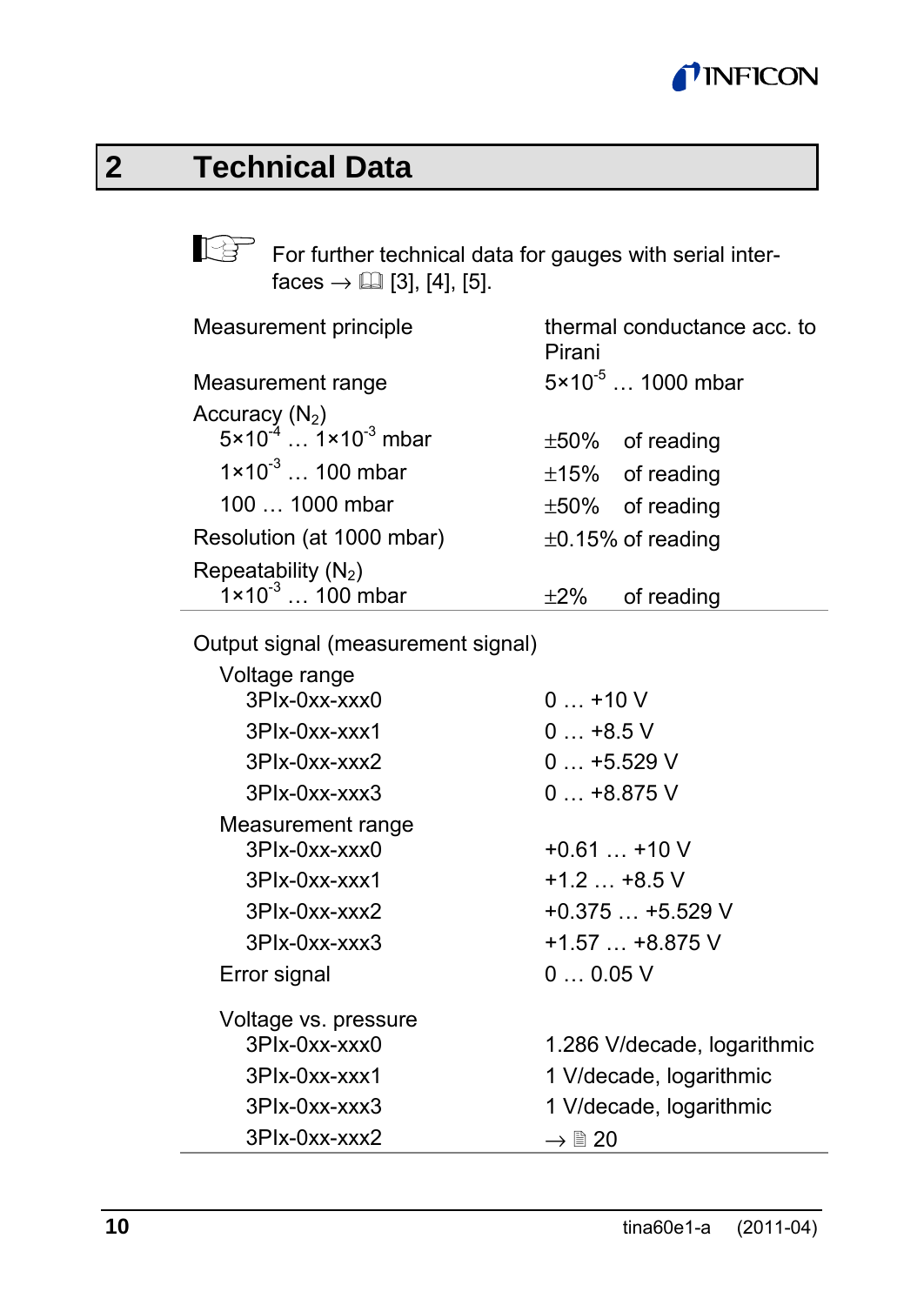# 2 Technical Data

For further technical data for gauges with serial interfaces → 🕮 [3], [4], [5].

| | |
|---|---|
| Measurement principle | thermal conductance acc. to Pirani |
| Measurement range | $5\times10^{-5}$ … 1000 mbar |
| Accuracy ($N_2$) | |
| $5\times10^{-4}$ … $1\times10^{-3}$ mbar | ±50% of reading |
| $1\times10^{-3}$ … 100 mbar | ±15% of reading |
| 100 … 1000 mbar | ±50% of reading |
| Resolution (at 1000 mbar) | ±0.15% of reading |
| Repeatability ($N_2$) | |
| $1\times10^{-3}$ … 100 mbar | ±2% of reading |

| | |
|---|---|
| Output signal (measurement signal) | |
| Voltage range | |
| 3PIx-0xx-xxx0 | 0 … +10 V |
| 3PIx-0xx-xxx1 | 0 … +8.5 V |
| 3PIx-0xx-xxx2 | 0 … +5.529 V |
| 3PIx-0xx-xxx3 | 0 … +8.875 V |
| Measurement range | |
| 3PIx-0xx-xxx0 | +0.61 … +10 V |
| 3PIx-0xx-xxx1 | +1.2 … +8.5 V |
| 3PIx-0xx-xxx2 | +0.375 … +5.529 V |
| 3PIx-0xx-xxx3 | +1.57 … +8.875 V |
| Error signal | 0 … 0.05 V |
| Voltage vs. pressure | |
| 3PIx-0xx-xxx0 | 1.286 V/decade, logarithmic |
| 3PIx-0xx-xxx1 | 1 V/decade, logarithmic |
| 3PIx-0xx-xxx3 | 1 V/decade, logarithmic |
| 3PIx-0xx-xxx2 | → 🗎 20 |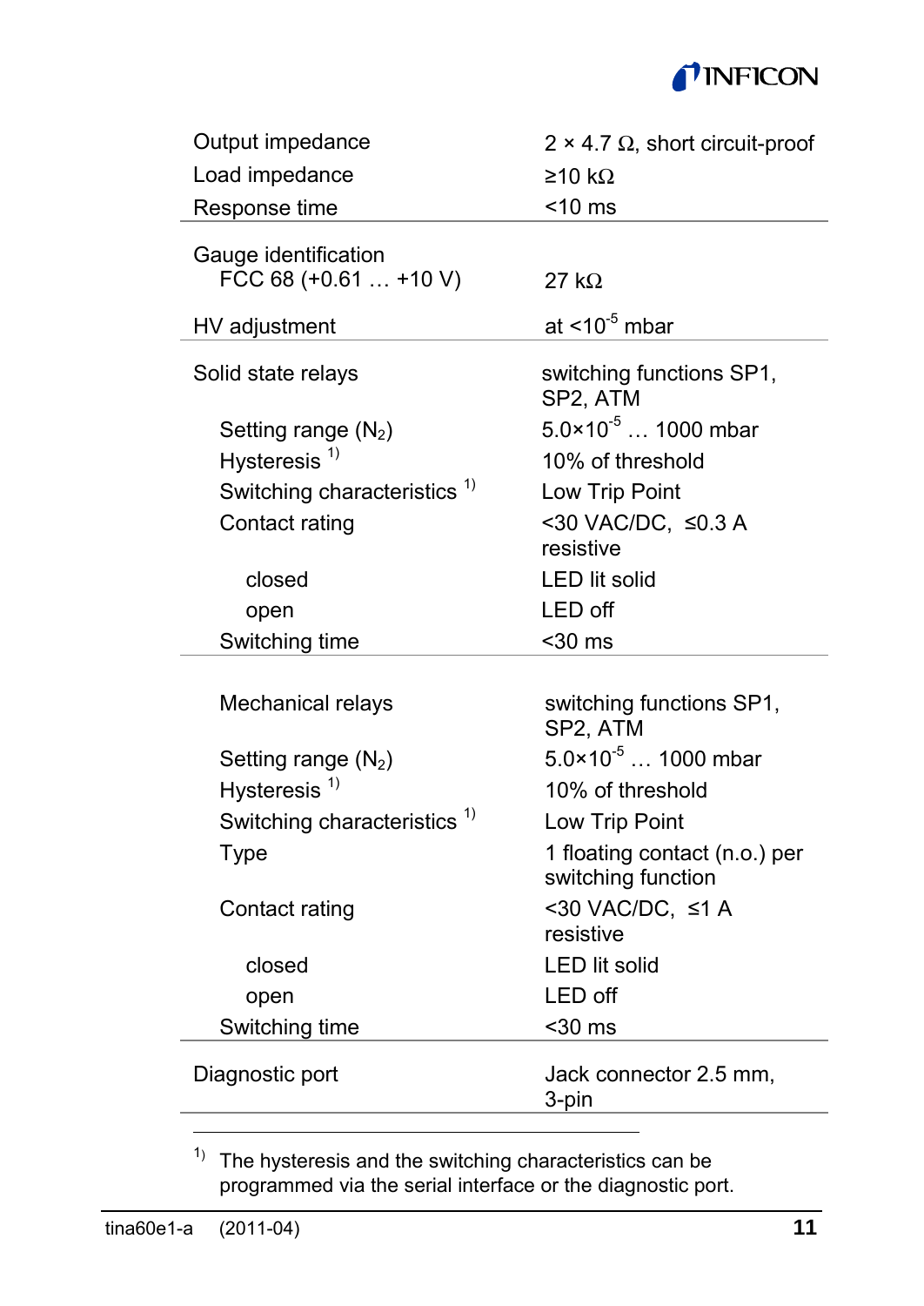| | |
|---|---|
| Output impedance | 2 × 4.7 Ω, short circuit-proof |
| Load impedance | ≥10 kΩ |
| Response time | <10 ms |
| Gauge identification | |
| FCC 68 (+0.61 … +10 V) | 27 kΩ |
| HV adjustment | at <$10^{-5}$ mbar |
| Solid state relays | switching functions SP1, SP2, ATM |
| Setting range ($N_2$) | $5.0 \times 10^{-5}$ … 1000 mbar |
| Hysteresis [1] | 10% of threshold |
| Switching characteristics [1] | Low Trip Point |
| Contact rating | <30 VAC/DC, ≤0.3 A resistive |
| closed | LED lit solid |
| open | LED off |
| Switching time | <30 ms |
| Mechanical relays | switching functions SP1, SP2, ATM |
| Setting range ($N_2$) | $5.0 \times 10^{-5}$ … 1000 mbar |
| Hysteresis [1] | 10% of threshold |
| Switching characteristics [1] | Low Trip Point |
| Type | 1 floating contact (n.o.) per switching function |
| Contact rating | <30 VAC/DC, ≤1 A resistive |
| closed | LED lit solid |
| open | LED off |
| Switching time | <30 ms |
| Diagnostic port | Jack connector 2.5 mm, 3-pin |

[1] The hysteresis and the switching characteristics can be programmed via the serial interface or the diagnostic port.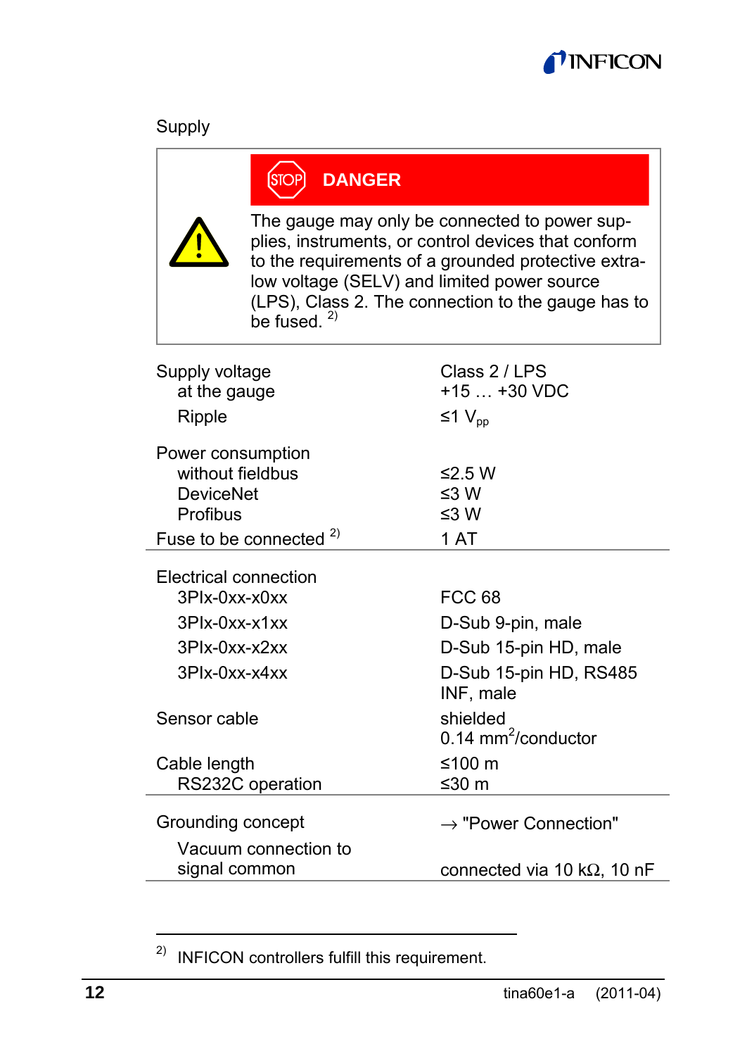Supply

> **DANGER**
>
> The gauge may only be connected to power supplies, instruments, or control devices that conform to the requirements of a grounded protective extra-low voltage (SELV) and limited power source (LPS), Class 2. The connection to the gauge has to be fused. [2)]

| | |
|---|---|
| Supply voltage | Class 2 / LPS |
| at the gauge | +15 … +30 VDC |
| Ripple | ≤1 $V_{pp}$ |
| Power consumption | |
| without fieldbus | ≤2.5 W |
| DeviceNet | ≤3 W |
| Profibus | ≤3 W |
| Fuse to be connected [2)] | 1 AT |
| Electrical connection | |
| 3PIx-0xx-x0xx | FCC 68 |
| 3PIx-0xx-x1xx | D-Sub 9-pin, male |
| 3PIx-0xx-x2xx | D-Sub 15-pin HD, male |
| 3PIx-0xx-x4xx | D-Sub 15-pin HD, RS485 INF, male |
| Sensor cable | shielded<br>0.14 $mm^2$/conductor |
| Cable length | ≤100 m |
| RS232C operation | ≤30 m |
| Grounding concept | → "Power Connection" |
| Vacuum connection to signal common | connected via 10 kΩ, 10 nF |

[2)] INFICON controllers fulfill this requirement.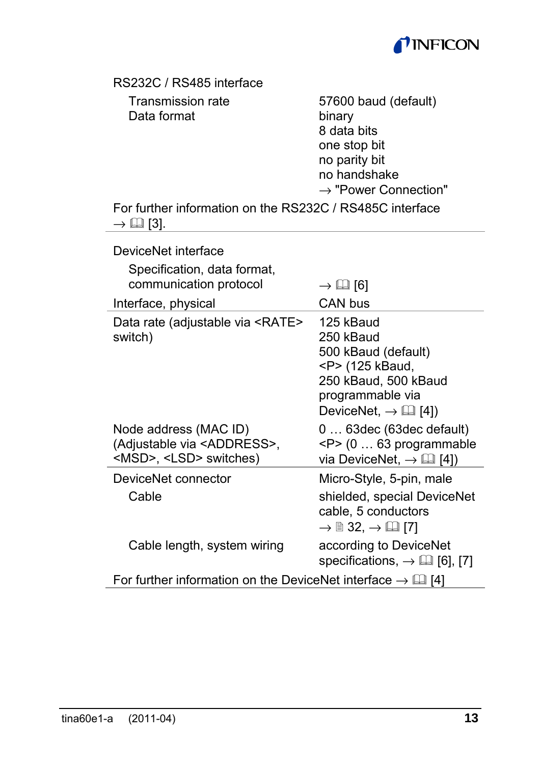| | |
|---|---|
| RS232C / RS485 interface | |
| Transmission rate | 57600 baud (default) |
| Data format | binary<br>8 data bits<br>one stop bit<br>no parity bit<br>no handshake<br>→ "Power Connection" |

For further information on the RS232C / RS485C interface → 🕮 [3].

| | |
|---|---|
| DeviceNet interface | |
| Specification, data format, communication protocol | → 🕮 [6] |
| Interface, physical | CAN bus |
| Data rate (adjustable via <RATE> switch) | 125 kBaud<br>250 kBaud<br>500 kBaud (default)<br><P> (125 kBaud, 250 kBaud, 500 kBaud programmable via DeviceNet, → 🕮 [4]) |
| Node address (MAC ID) (Adjustable via <ADDRESS>, <MSD>, <LSD> switches) | 0 … 63dec (63dec default)<br><P> (0 … 63 programmable via DeviceNet, → 🕮 [4]) |
| DeviceNet connector | Micro-Style, 5-pin, male |
| Cable | shielded, special DeviceNet cable, 5 conductors<br>→ 🗎 32, → 🕮 [7] |
| Cable length, system wiring | according to DeviceNet specifications, → 🕮 [6], [7] |

For further information on the DeviceNet interface → 🕮 [4]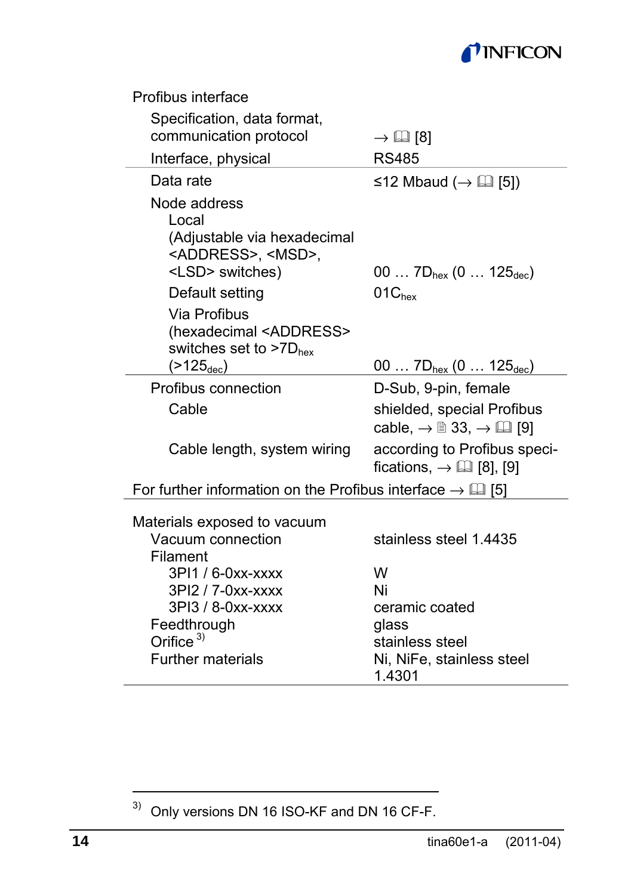| Profibus interface | |
|---|---|
| Specification, data format, communication protocol | → 🕮 [8] |
| Interface, physical | RS485 |
| Data rate | ≤12 Mbaud (→ 🕮 [5]) |
| Node address | |
| Local (Adjustable via hexadecimal <ADDRESS>, <MSD>, <LSD> switches) | 00 … $7D_{hex}$ (0 … $125_{dec}$) |
| Default setting | $01C_{hex}$ |
| Via Profibus (hexadecimal <ADDRESS> switches set to >$7D_{hex}$ (>$125_{dec}$) | 00 … $7D_{hex}$ (0 … $125_{dec}$) |
| Profibus connection | D-Sub, 9-pin, female |
| Cable | shielded, special Profibus cable, → 🗎 33, → 🕮 [9] |
| Cable length, system wiring | according to Profibus specifications, → 🕮 [8], [9] |

For further information on the Profibus interface → 🕮 [5]

| Materials exposed to vacuum | |
|---|---|
| Vacuum connection | stainless steel 1.4435 |
| Filament | |
| 3PI1 / 6-0xx-xxxx | W |
| 3PI2 / 7-0xx-xxxx | Ni |
| 3PI3 / 8-0xx-xxxx | ceramic coated |
| Feedthrough | glass |
| Orifice [3] | stainless steel |
| Further materials | Ni, NiFe, stainless steel 1.4301 |

[3] Only versions DN 16 ISO-KF and DN 16 CF-F.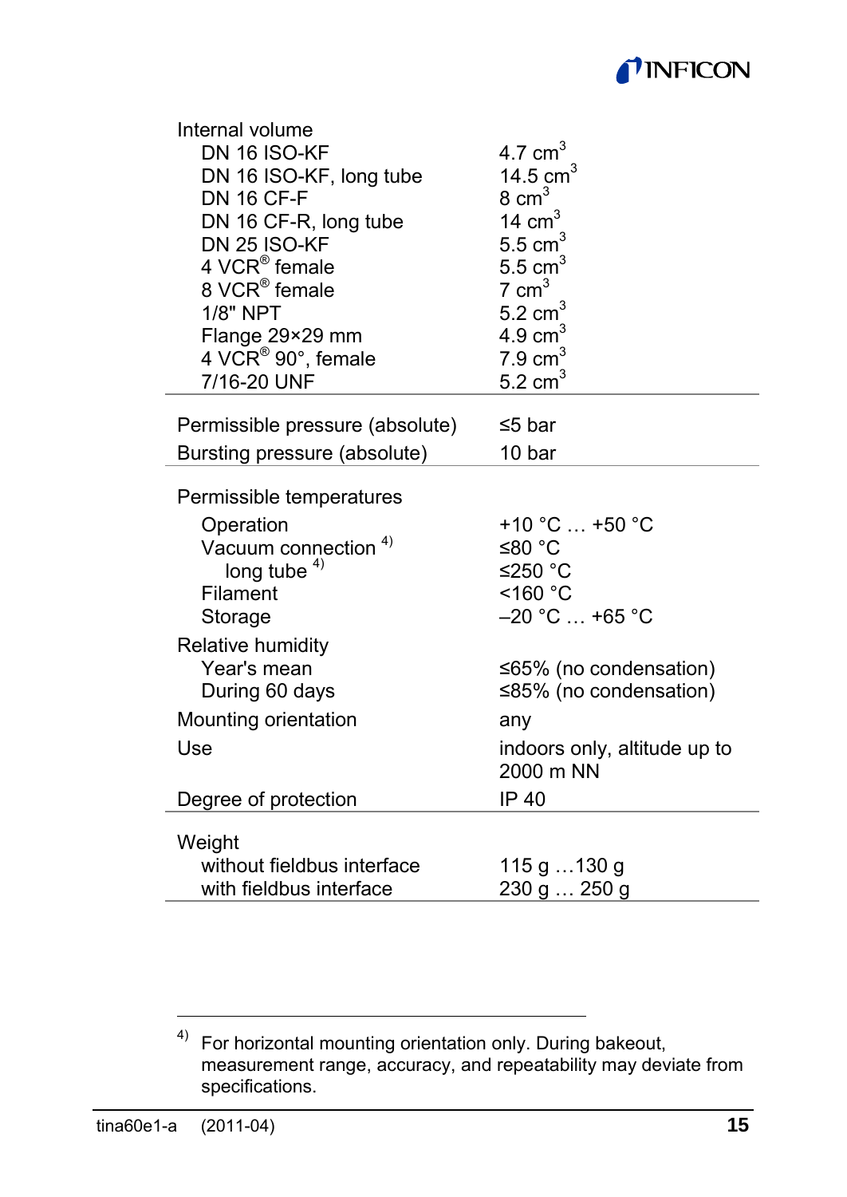| | |
|---|---|
| Internal volume | |
| DN 16 ISO-KF | 4.7 cm$^3$ |
| DN 16 ISO-KF, long tube | 14.5 cm$^3$ |
| DN 16 CF-F | 8 cm$^3$ |
| DN 16 CF-R, long tube | 14 cm$^3$ |
| DN 25 ISO-KF | 5.5 cm$^3$ |
| 4 VCR® female | 5.5 cm$^3$ |
| 8 VCR® female | 7 cm$^3$ |
| 1/8" NPT | 5.2 cm$^3$ |
| Flange 29×29 mm | 4.9 cm$^3$ |
| 4 VCR® 90°, female | 7.9 cm$^3$ |
| 7/16-20 UNF | 5.2 cm$^3$ |

| | |
|---|---|
| Permissible pressure (absolute) | ≤5 bar |
| Bursting pressure (absolute) | 10 bar |

| | |
|---|---|
| Permissible temperatures | |
| Operation | +10 °C … +50 °C |
| Vacuum connection [4] | ≤80 °C |
| long tube [4] | ≤250 °C |
| Filament | <160 °C |
| Storage | –20 °C … +65 °C |
| Relative humidity | |
| Year's mean | ≤65% (no condensation) |
| During 60 days | ≤85% (no condensation) |
| Mounting orientation | any |
| Use | indoors only, altitude up to 2000 m NN |
| Degree of protection | IP 40 |

| | |
|---|---|
| Weight | |
| without fieldbus interface | 115 g …130 g |
| with fieldbus interface | 230 g … 250 g |

---

[4] For horizontal mounting orientation only. During bakeout, measurement range, accuracy, and repeatability may deviate from specifications.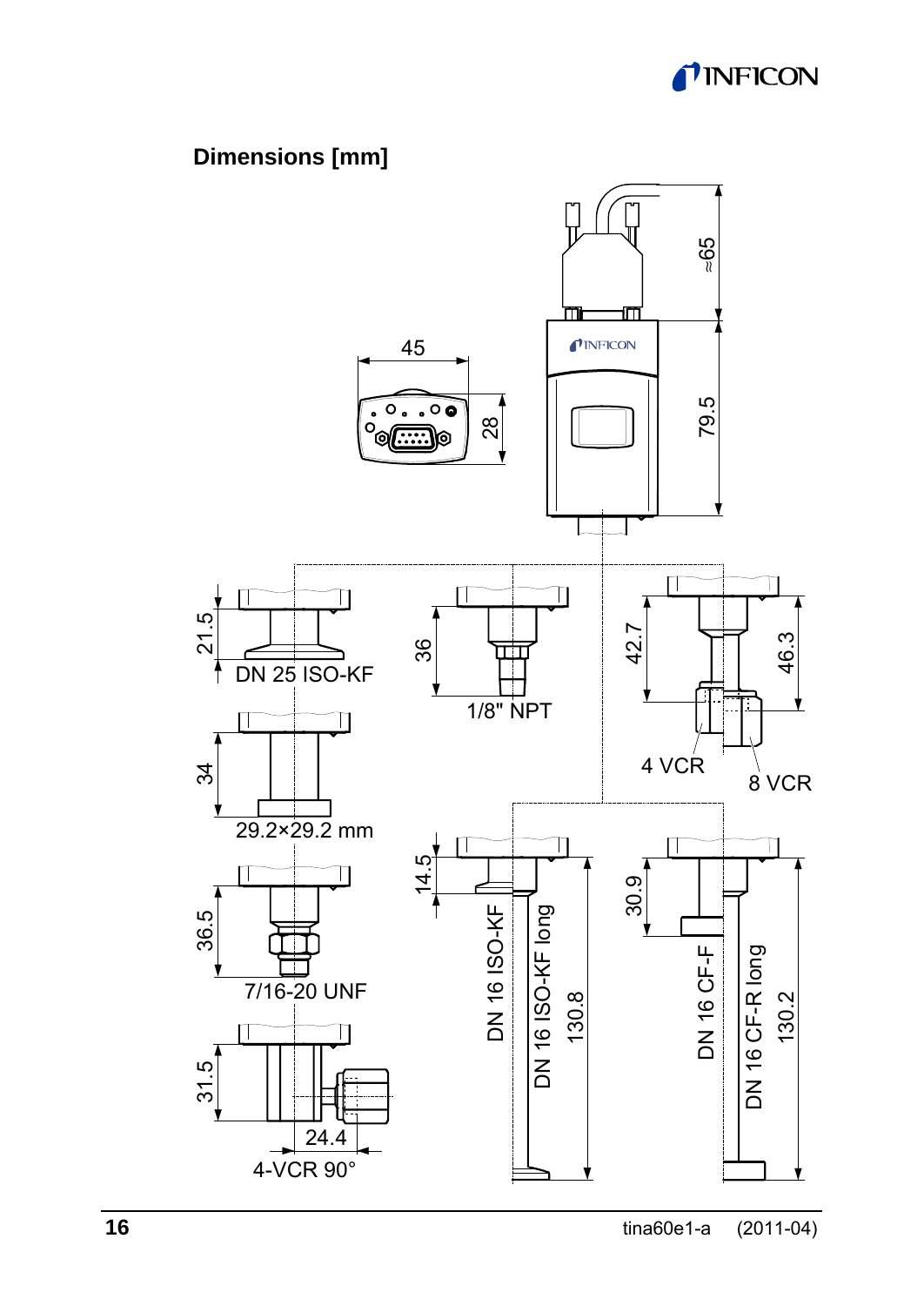## Dimensions [mm]

45

28

≈65

79.5

21.5

DN 25 ISO-KF

36

1/8" NPT

42.7

46.3

4 VCR

8 VCR

34

29.2×29.2 mm

14.5

DN 16 ISO-KF

DN 16 ISO-KF long

130.8

30.9

DN 16 CF-F

DN 16 CF-R long

130.2

36.5

7/16-20 UNF

31.5

24.4

4-VCR 90°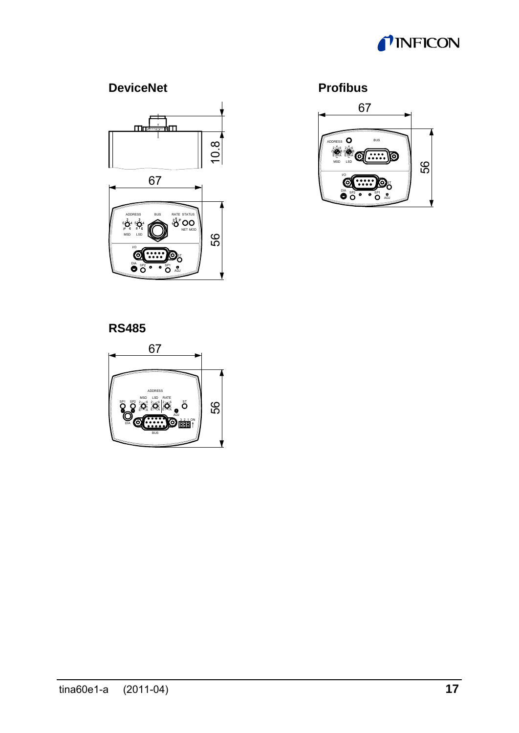**DeviceNet**

**Profibus**

**RS485**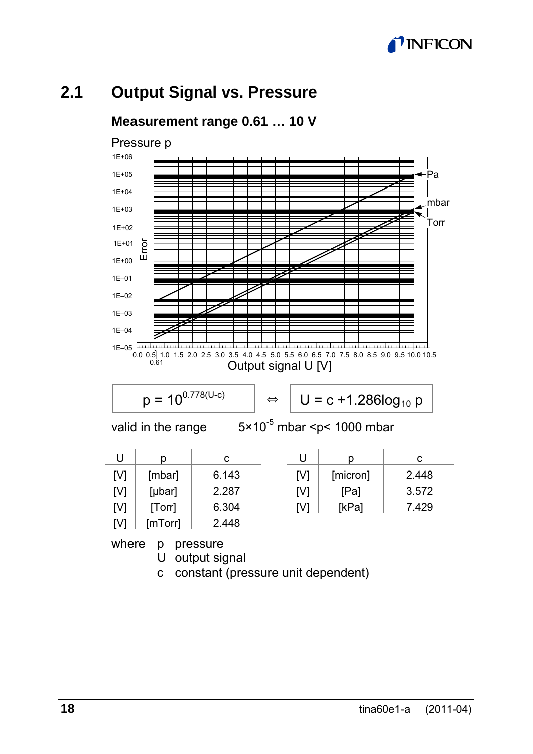## 2.1 Output Signal vs. Pressure

### Measurement range 0.61 … 10 V

$$p = 10^{0.778(U-c)} \Leftrightarrow U = c + 1.286\log_{10} p$$

valid in the range $5\times10^{-5}$ mbar < p < 1000 mbar

| U | p | c |
|---|---|---|
| [V] | [mbar] | 6.143 |
| [V] | [µbar] | 2.287 |
| [V] | [Torr] | 6.304 |
| [V] | [mTorr] | 2.448 |

| U | p | c |
|---|---|---|
| [V] | [micron] | 2.448 |
| [V] | [Pa] | 3.572 |
| [V] | [kPa] | 7.429 |

where
- p pressure
- U output signal
- c constant (pressure unit dependent)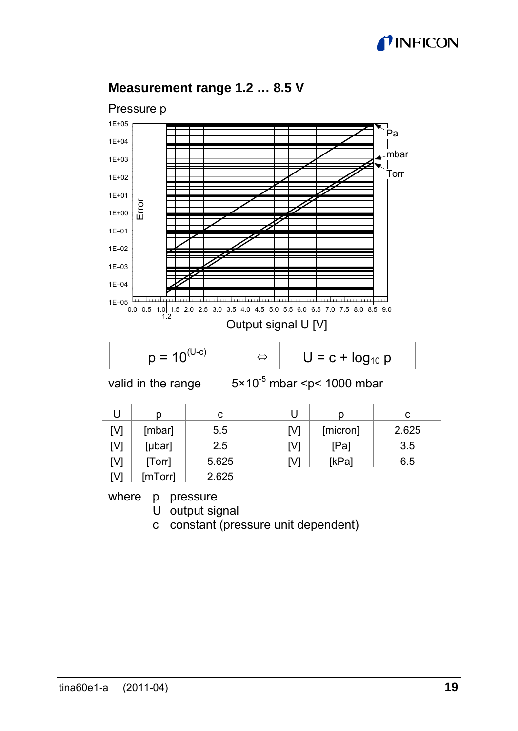## Measurement range 1.2 … 8.5 V

Pressure p

Output signal U [V]

$$p = 10^{(U-c)} \quad \Leftrightarrow \quad U = c + \log_{10} p$$

valid in the range $5 \times 10^{-5}$ mbar <p< 1000 mbar

| U | p | c | U | p | c |
|---|---|---|---|---|---|
| [V] | [mbar] | 5.5 | [V] | [micron] | 2.625 |
| [V] | [µbar] | 2.5 | [V] | [Pa] | 3.5 |
| [V] | [Torr] | 5.625 | [V] | [kPa] | 6.5 |
| [V] | [mTorr] | 2.625 | | | |

where p pressure
U output signal
c constant (pressure unit dependent)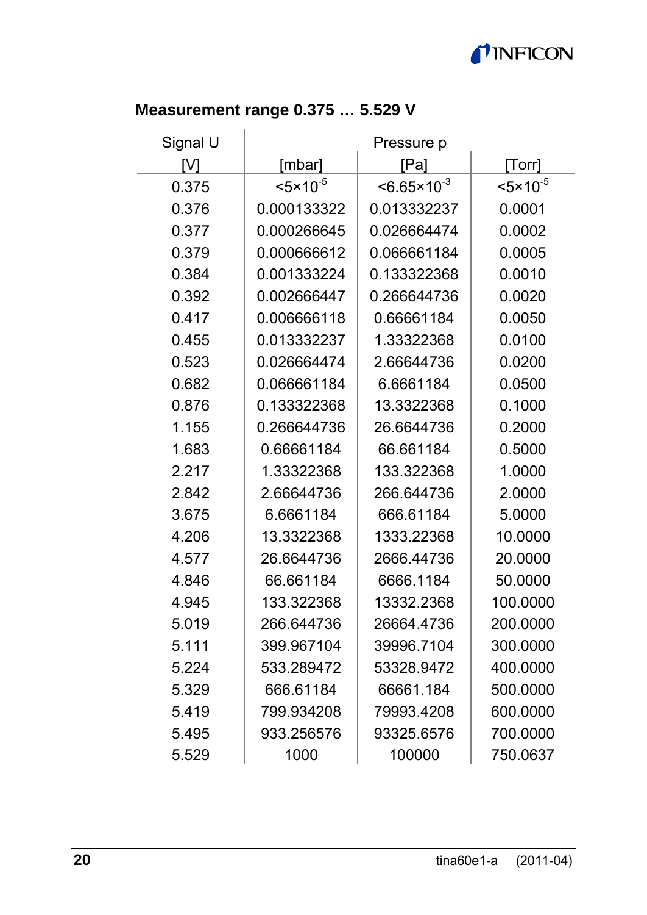### Measurement range 0.375 … 5.529 V

| Signal U | Pressure p | | |
|---|---|---|---|
| [V] | [mbar] | [Pa] | [Torr] |
| 0.375 | $<5\times10^{-5}$ | $<6.65\times10^{-3}$ | $<5\times10^{-5}$ |
| 0.376 | 0.000133322 | 0.013332237 | 0.0001 |
| 0.377 | 0.000266645 | 0.026664474 | 0.0002 |
| 0.379 | 0.000666612 | 0.066661184 | 0.0005 |
| 0.384 | 0.001333224 | 0.133322368 | 0.0010 |
| 0.392 | 0.002666447 | 0.266644736 | 0.0020 |
| 0.417 | 0.006666118 | 0.66661184 | 0.0050 |
| 0.455 | 0.013332237 | 1.33322368 | 0.0100 |
| 0.523 | 0.026664474 | 2.66644736 | 0.0200 |
| 0.682 | 0.066661184 | 6.6661184 | 0.0500 |
| 0.876 | 0.133322368 | 13.3322368 | 0.1000 |
| 1.155 | 0.266644736 | 26.6644736 | 0.2000 |
| 1.683 | 0.66661184 | 66.661184 | 0.5000 |
| 2.217 | 1.33322368 | 133.322368 | 1.0000 |
| 2.842 | 2.66644736 | 266.644736 | 2.0000 |
| 3.675 | 6.6661184 | 666.61184 | 5.0000 |
| 4.206 | 13.3322368 | 1333.22368 | 10.0000 |
| 4.577 | 26.6644736 | 2666.44736 | 20.0000 |
| 4.846 | 66.661184 | 6666.1184 | 50.0000 |
| 4.945 | 133.322368 | 13332.2368 | 100.0000 |
| 5.019 | 266.644736 | 26664.4736 | 200.0000 |
| 5.111 | 399.967104 | 39996.7104 | 300.0000 |
| 5.224 | 533.289472 | 53328.9472 | 400.0000 |
| 5.329 | 666.61184 | 66661.184 | 500.0000 |
| 5.419 | 799.934208 | 79993.4208 | 600.0000 |
| 5.495 | 933.256576 | 93325.6576 | 700.0000 |
| 5.529 | 1000 | 100000 | 750.0637 |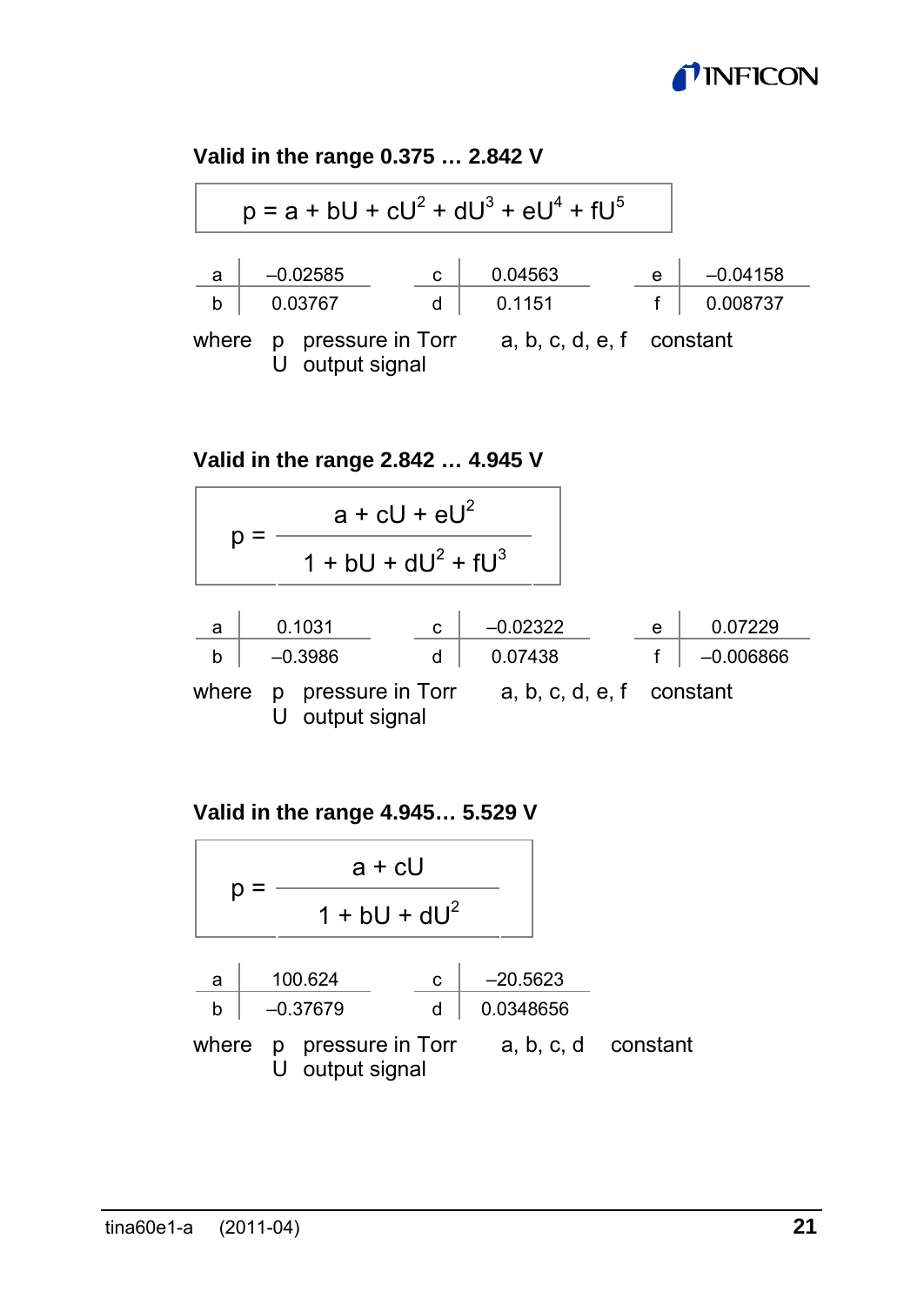**Valid in the range 0.375 … 2.842 V**

$$p = a + bU + cU^2 + dU^3 + eU^4 + fU^5$$

| | | | | | |
|---|---|---|---|---|---|
| a | –0.02585 | c | 0.04563 | e | –0.04158 |
| b | 0.03767 | d | 0.1151 | f | 0.008737 |

where p pressure in Torr, U output signal, a, b, c, d, e, f constant

**Valid in the range 2.842 … 4.945 V**

$$p = \frac{a + cU + eU^2}{1 + bU + dU^2 + fU^3}$$

| | | | | | |
|---|---|---|---|---|---|
| a | 0.1031 | c | –0.02322 | e | 0.07229 |
| b | –0.3986 | d | 0.07438 | f | –0.006866 |

where p pressure in Torr, U output signal, a, b, c, d, e, f constant

**Valid in the range 4.945… 5.529 V**

$$p = \frac{a + cU}{1 + bU + dU^2}$$

| | | | |
|---|---|---|---|
| a | 100.624 | c | –20.5623 |
| b | –0.37679 | d | 0.0348656 |

where p pressure in Torr, U output signal, a, b, c, d constant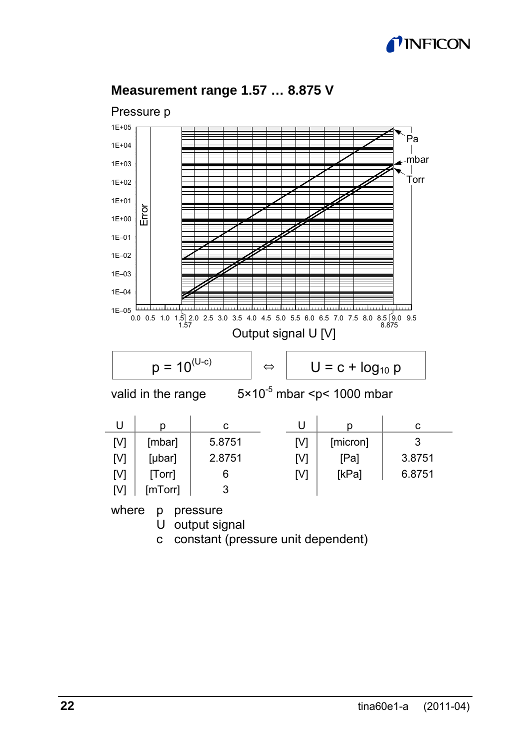## Measurement range 1.57 … 8.875 V

$$p = 10^{(U-c)} \quad \Leftrightarrow \quad U = c + \log_{10} p$$

valid in the range $5 \times 10^{-5}$ mbar $< p <$ 1000 mbar

| U | p | c |
|---|---|---|
| [V] | [mbar] | 5.8751 |
| [V] | [µbar] | 2.8751 |
| [V] | [Torr] | 6 |
| [V] | [mTorr] | 3 |

| U | p | c |
|---|---|---|
| [V] | [micron] | 3 |
| [V] | [Pa] | 3.8751 |
| [V] | [kPa] | 6.8751 |

where
- p pressure
- U output signal
- c constant (pressure unit dependent)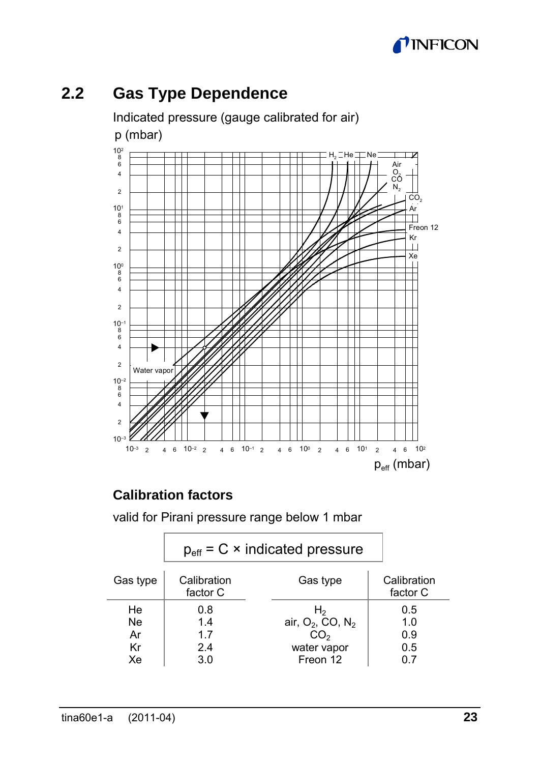## 2.2 Gas Type Dependence

Indicated pressure (gauge calibrated for air)

p (mbar)

$p_{eff}$ (mbar)

### Calibration factors

valid for Pirani pressure range below 1 mbar

$$p_{eff} = C \times \text{indicated pressure}$$

| Gas type | Calibration factor C | Gas type | Calibration factor C |
|---|---|---|---|
| He | 0.8 | $H_2$ | 0.5 |
| Ne | 1.4 | air, $O_2$, CO, $N_2$ | 1.0 |
| Ar | 1.7 | $CO_2$ | 0.9 |
| Kr | 2.4 | water vapor | 0.5 |
| Xe | 3.0 | Freon 12 | 0.7 |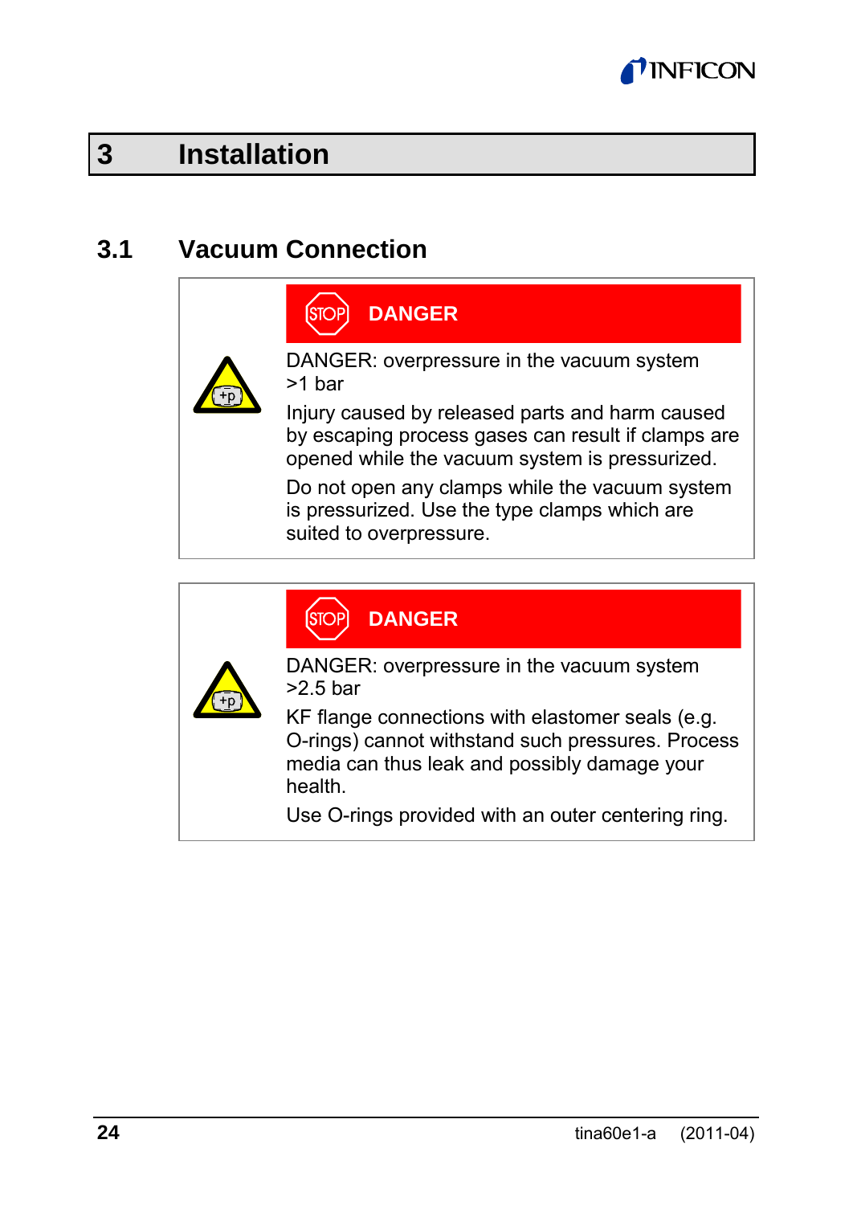# 3 Installation

## 3.1 Vacuum Connection

> **DANGER**
>
> DANGER: overpressure in the vacuum system >1 bar
>
> Injury caused by released parts and harm caused by escaping process gases can result if clamps are opened while the vacuum system is pressurized.
>
> Do not open any clamps while the vacuum system is pressurized. Use the type clamps which are suited to overpressure.

> **DANGER**
>
> DANGER: overpressure in the vacuum system >2.5 bar
>
> KF flange connections with elastomer seals (e.g. O-rings) cannot withstand such pressures. Process media can thus leak and possibly damage your health.
>
> Use O-rings provided with an outer centering ring.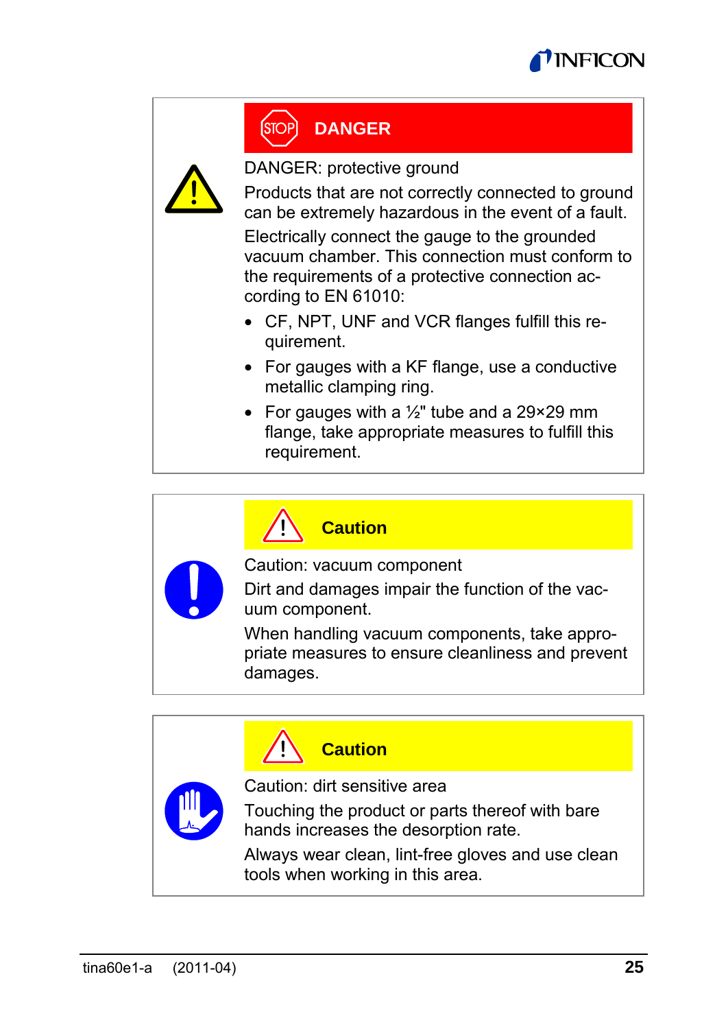**DANGER**

DANGER: protective ground

Products that are not correctly connected to ground can be extremely hazardous in the event of a fault.

Electrically connect the gauge to the grounded vacuum chamber. This connection must conform to the requirements of a protective connection according to EN 61010:

- CF, NPT, UNF and VCR flanges fulfill this requirement.
- For gauges with a KF flange, use a conductive metallic clamping ring.
- For gauges with a ½" tube and a 29×29 mm flange, take appropriate measures to fulfill this requirement.

**Caution**

Caution: vacuum component

Dirt and damages impair the function of the vacuum component.

When handling vacuum components, take appropriate measures to ensure cleanliness and prevent damages.

**Caution**

Caution: dirt sensitive area

Touching the product or parts thereof with bare hands increases the desorption rate.

Always wear clean, lint-free gloves and use clean tools when working in this area.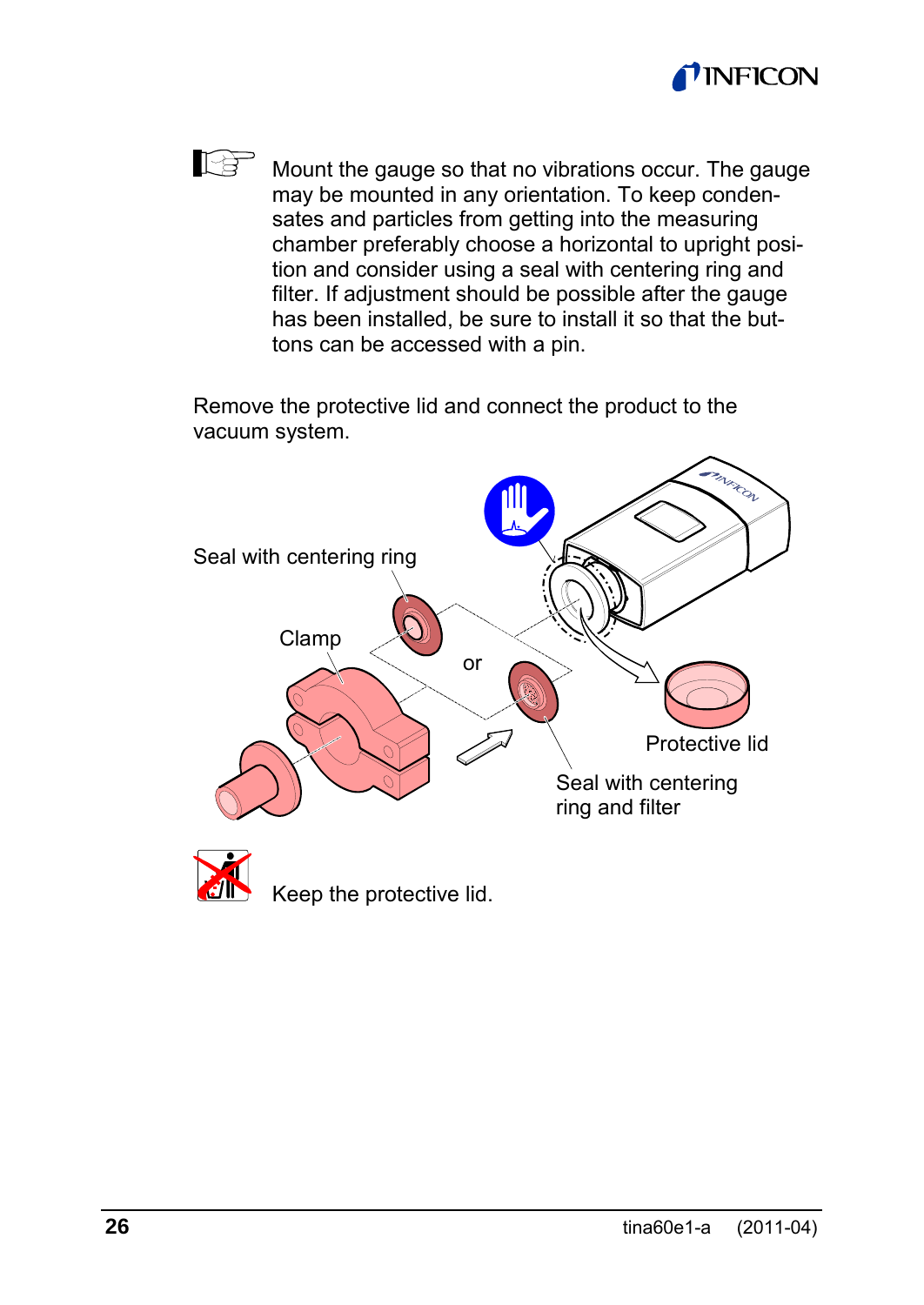Mount the gauge so that no vibrations occur. The gauge may be mounted in any orientation. To keep condensates and particles from getting into the measuring chamber preferably choose a horizontal to upright position and consider using a seal with centering ring and filter. If adjustment should be possible after the gauge has been installed, be sure to install it so that the buttons can be accessed with a pin.

Remove the protective lid and connect the product to the vacuum system.

Seal with centering ring

Clamp

or

Protective lid

Seal with centering ring and filter

Keep the protective lid.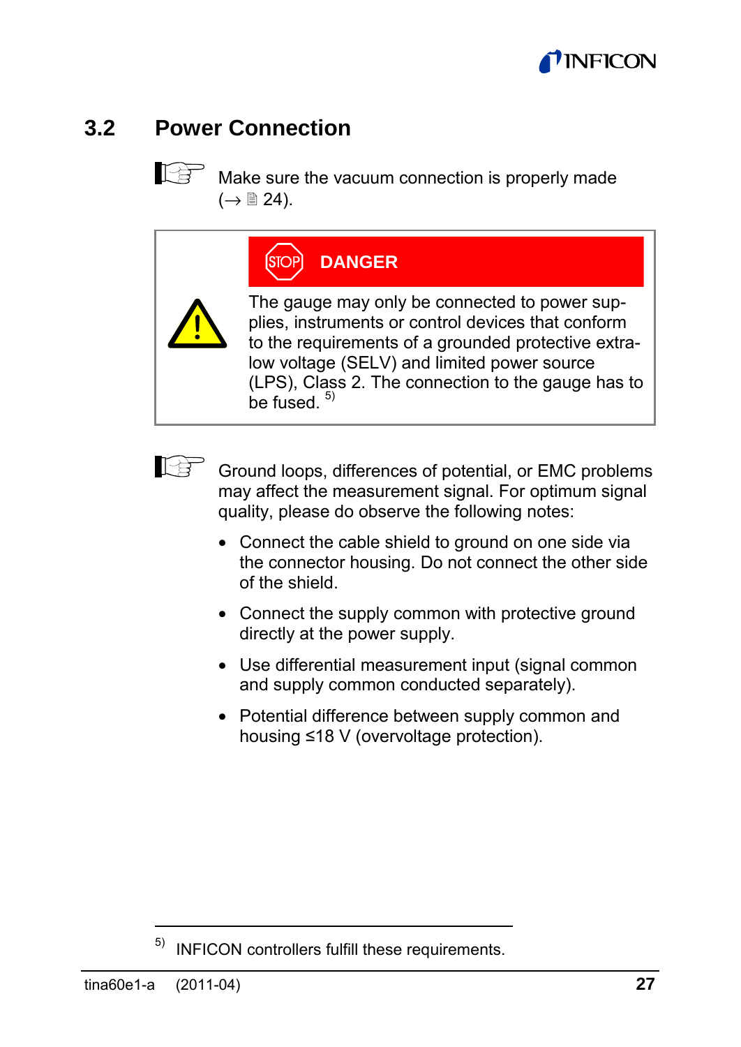## 3.2 Power Connection

Make sure the vacuum connection is properly made (→ 🗎 24).

> **DANGER**
>
> The gauge may only be connected to power supplies, instruments or control devices that conform to the requirements of a grounded protective extra-low voltage (SELV) and limited power source (LPS), Class 2. The connection to the gauge has to be fused. [5)]

Ground loops, differences of potential, or EMC problems may affect the measurement signal. For optimum signal quality, please do observe the following notes:

- Connect the cable shield to ground on one side via the connector housing. Do not connect the other side of the shield.
- Connect the supply common with protective ground directly at the power supply.
- Use differential measurement input (signal common and supply common conducted separately).
- Potential difference between supply common and housing ≤18 V (overvoltage protection).

[5)] INFICON controllers fulfill these requirements.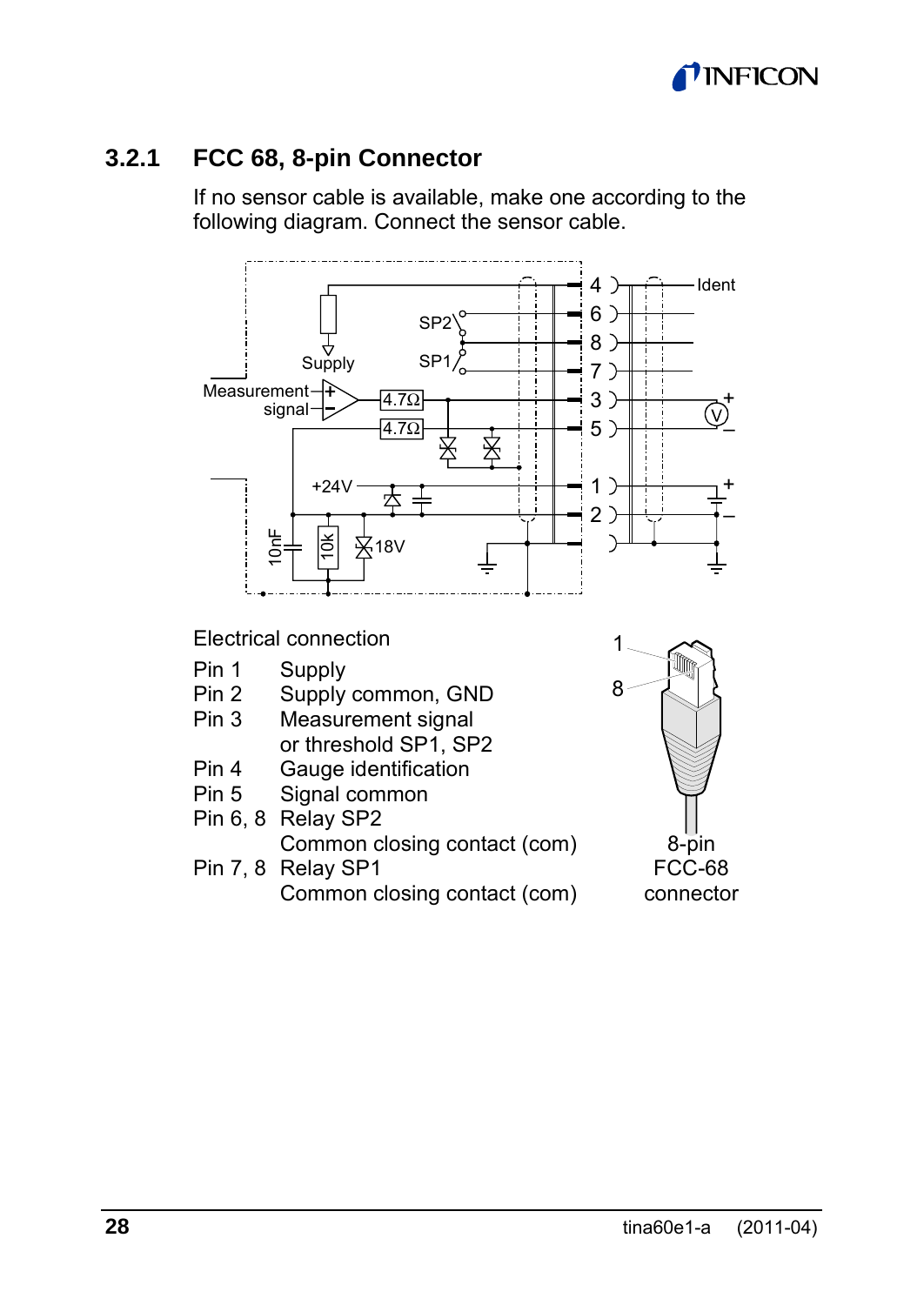### 3.2.1 FCC 68, 8-pin Connector

If no sensor cable is available, make one according to the following diagram. Connect the sensor cable.

Electrical connection

| | |
|---|---|
| Pin 1 | Supply |
| Pin 2 | Supply common, GND |
| Pin 3 | Measurement signal or threshold SP1, SP2 |
| Pin 4 | Gauge identification |
| Pin 5 | Signal common |
| Pin 6, 8 | Relay SP2 Common closing contact (com) |
| Pin 7, 8 | Relay SP1 Common closing contact (com) |

8-pin FCC-68 connector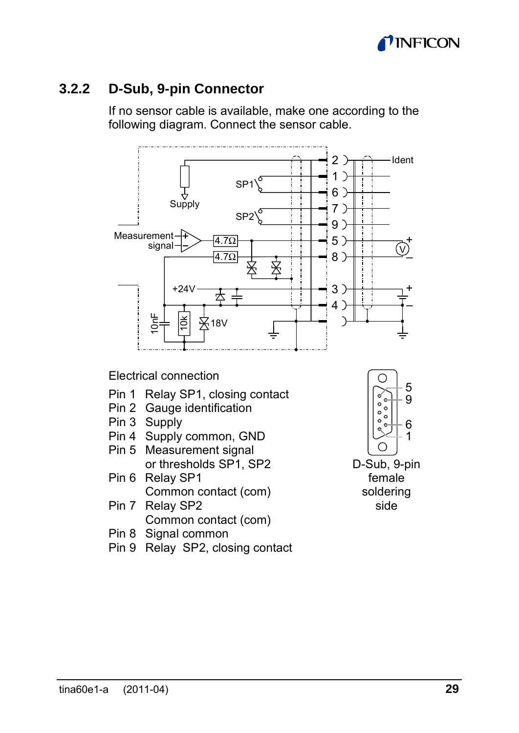### 3.2.2 D-Sub, 9-pin Connector

If no sensor cable is available, make one according to the following diagram. Connect the sensor cable.

Electrical connection

Pin 1 Relay SP1, closing contact
Pin 2 Gauge identification
Pin 3 Supply
Pin 4 Supply common, GND
Pin 5 Measurement signal
or thresholds SP1, SP2
Pin 6 Relay SP1
Common contact (com)
Pin 7 Relay SP2
Common contact (com)
Pin 8 Signal common
Pin 9 Relay SP2, closing contact

D-Sub, 9-pin female soldering side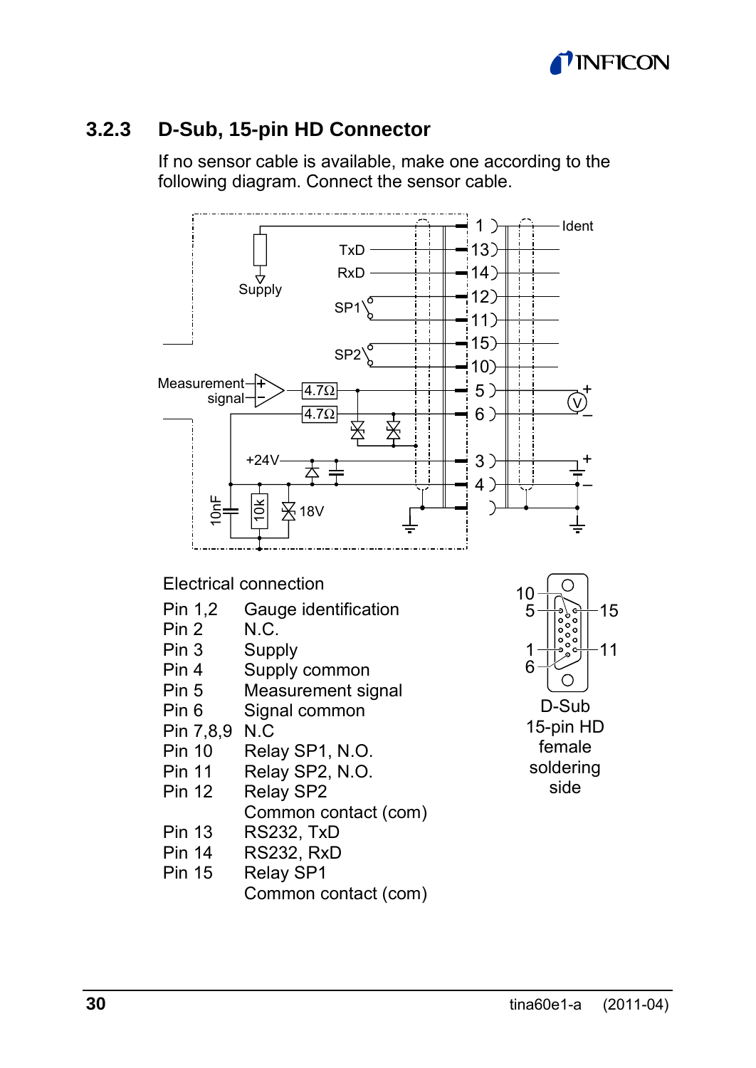### 3.2.3 D-Sub, 15-pin HD Connector

If no sensor cable is available, make one according to the following diagram. Connect the sensor cable.

Electrical connection

| | |
|---|---|
| Pin 1,2 | Gauge identification |
| Pin 2 | N.C. |
| Pin 3 | Supply |
| Pin 4 | Supply common |
| Pin 5 | Measurement signal |
| Pin 6 | Signal common |
| Pin 7,8,9 | N.C |
| Pin 10 | Relay SP1, N.O. |
| Pin 11 | Relay SP2, N.O. |
| Pin 12 | Relay SP2<br>Common contact (com) |
| Pin 13 | RS232, TxD |
| Pin 14 | RS232, RxD |
| Pin 15 | Relay SP1<br>Common contact (com) |

D-Sub 15-pin HD female soldering side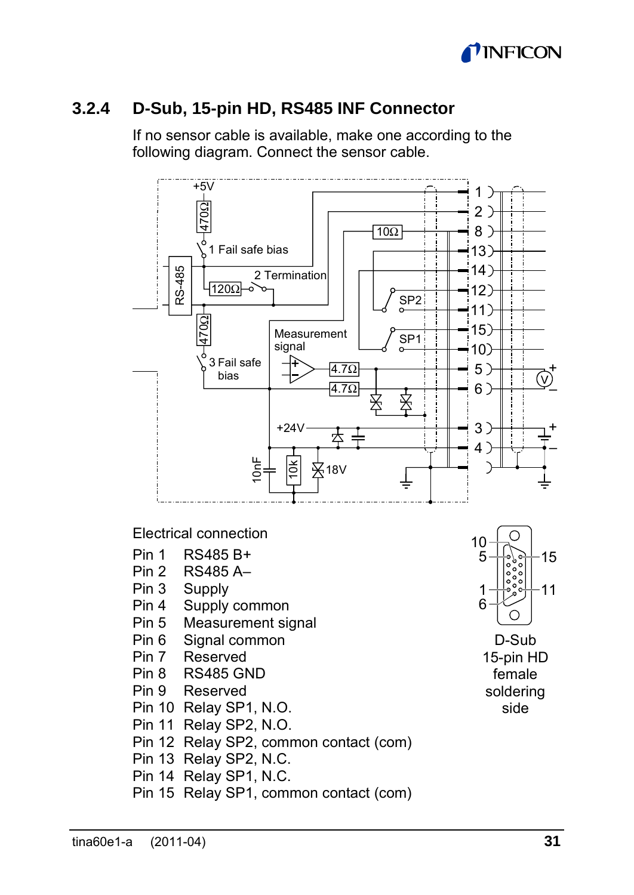### 3.2.4 D-Sub, 15-pin HD, RS485 INF Connector

If no sensor cable is available, make one according to the following diagram. Connect the sensor cable.

Electrical connection

| | |
|---|---|
| Pin 1 | RS485 B+ |
| Pin 2 | RS485 A– |
| Pin 3 | Supply |
| Pin 4 | Supply common |
| Pin 5 | Measurement signal |
| Pin 6 | Signal common |
| Pin 7 | Reserved |
| Pin 8 | RS485 GND |
| Pin 9 | Reserved |
| Pin 10 | Relay SP1, N.O. |
| Pin 11 | Relay SP2, N.O. |
| Pin 12 | Relay SP2, common contact (com) |
| Pin 13 | Relay SP2, N.C. |
| Pin 14 | Relay SP1, N.C. |
| Pin 15 | Relay SP1, common contact (com) |

D-Sub 15-pin HD female soldering side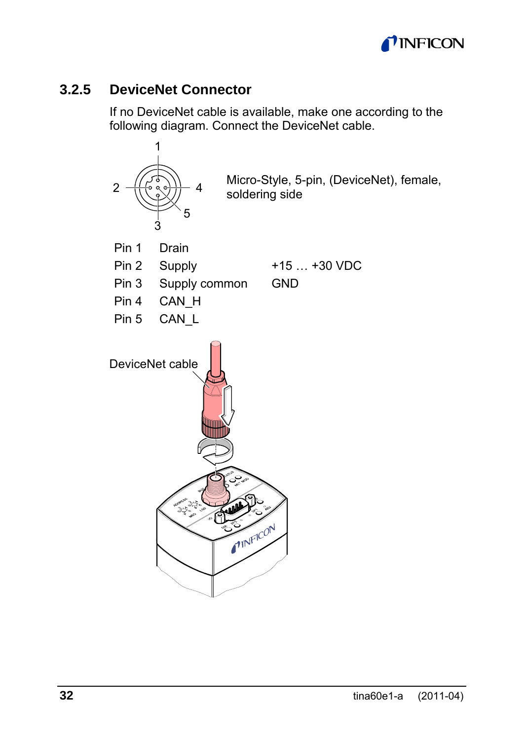### 3.2.5 DeviceNet Connector

If no DeviceNet cable is available, make one according to the following diagram. Connect the DeviceNet cable.

Micro-Style, 5-pin, (DeviceNet), female, soldering side

| | | |
|---|---|---|
| Pin 1 | Drain | |
| Pin 2 | Supply | +15 … +30 VDC |
| Pin 3 | Supply common | GND |
| Pin 4 | CAN_H | |
| Pin 5 | CAN_L | |

DeviceNet cable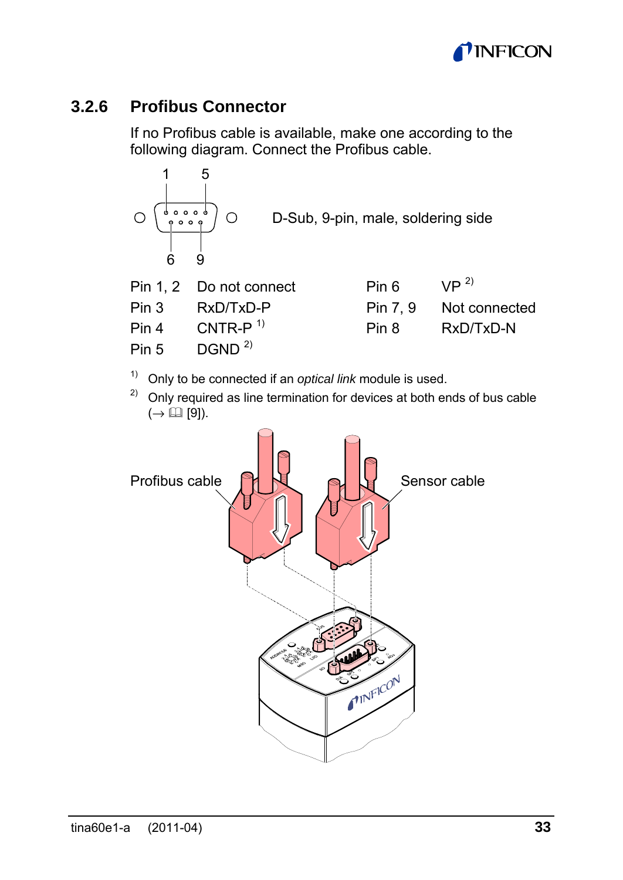### 3.2.6 Profibus Connector

If no Profibus cable is available, make one according to the following diagram. Connect the Profibus cable.

D-Sub, 9-pin, male, soldering side

| | | | |
|---|---|---|---|
| Pin 1, 2 | Do not connect | Pin 6 | VP [2] |
| Pin 3 | RxD/TxD-P | Pin 7, 9 | Not connected |
| Pin 4 | CNTR-P [1] | Pin 8 | RxD/TxD-N |
| Pin 5 | DGND [2] | | |

[1] Only to be connected if an *optical link* module is used.

[2] Only required as line termination for devices at both ends of bus cable (→ 🕮 [9]).

Profibus cable

Sensor cable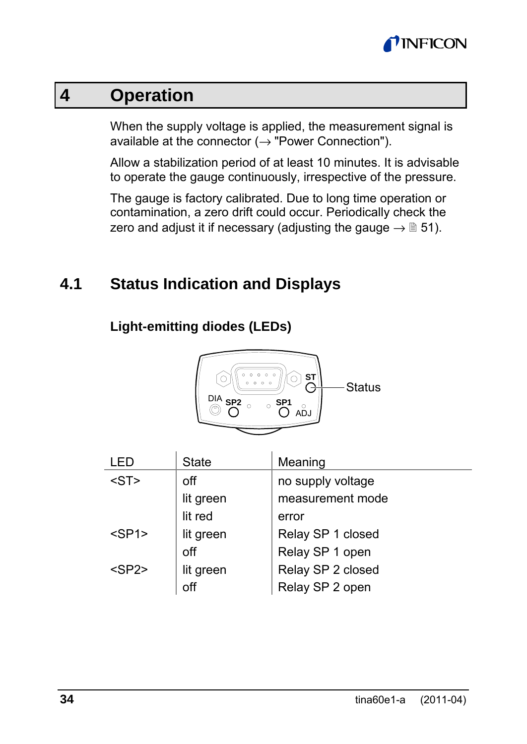# 4 Operation

When the supply voltage is applied, the measurement signal is available at the connector (→ "Power Connection").

Allow a stabilization period of at least 10 minutes. It is advisable to operate the gauge continuously, irrespective of the pressure.

The gauge is factory calibrated. Due to long time operation or contamination, a zero drift could occur. Periodically check the zero and adjust it if necessary (adjusting the gauge → 🗎 51).

## 4.1 Status Indication and Displays

### Light-emitting diodes (LEDs)

| LED | State | Meaning |
|---|---|---|
| <ST> | off | no supply voltage |
| | lit green | measurement mode |
| | lit red | error |
| <SP1> | lit green | Relay SP 1 closed |
| | off | Relay SP 1 open |
| <SP2> | lit green | Relay SP 2 closed |
| | off | Relay SP 2 open |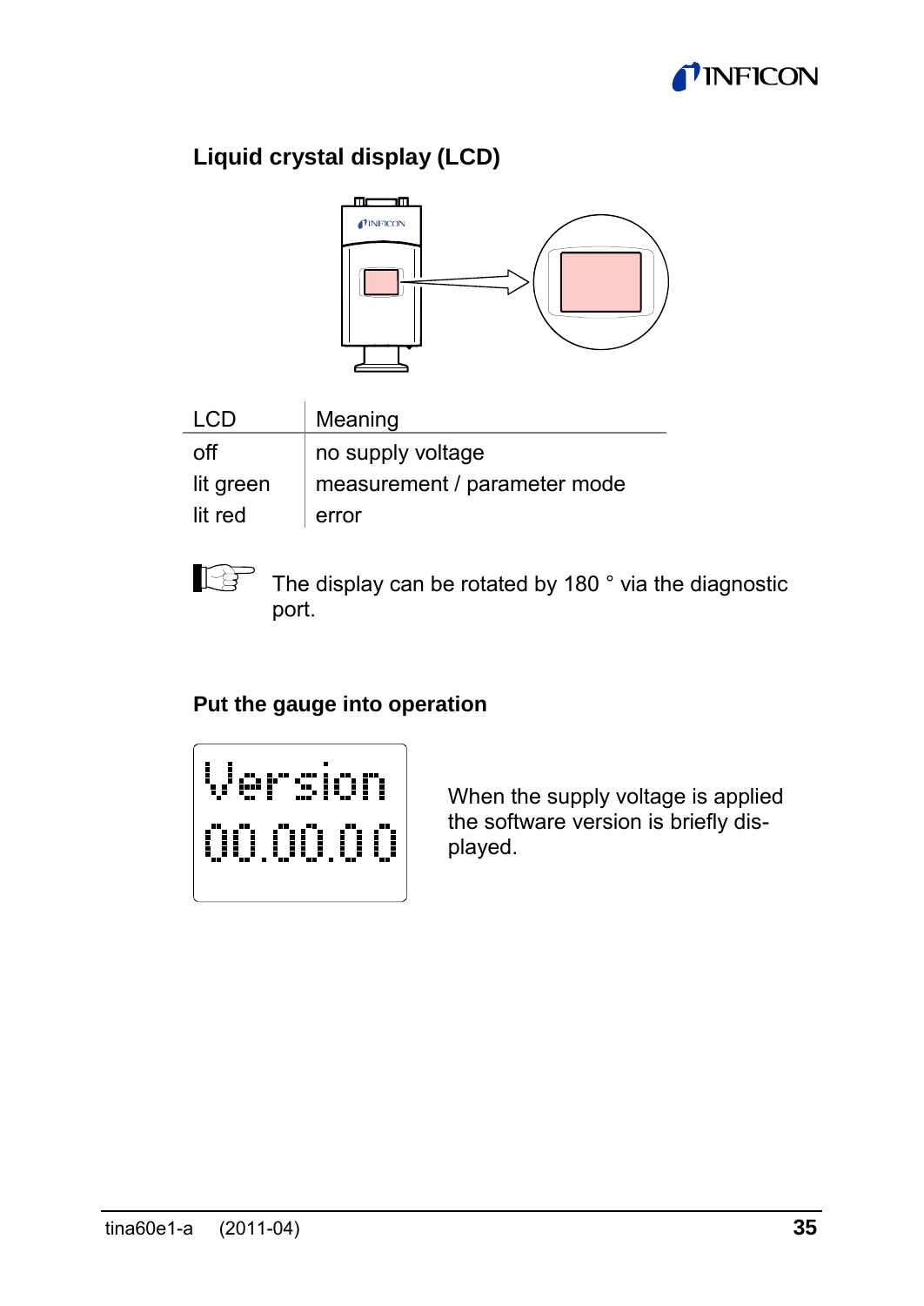## Liquid crystal display (LCD)

| LCD | Meaning |
|---|---|
| off | no supply voltage |
| lit green | measurement / parameter mode |
| lit red | error |

The display can be rotated by 180 ° via the diagnostic port.

### Put the gauge into operation

```
Version
00.00.00
```

When the supply voltage is applied the software version is briefly displayed.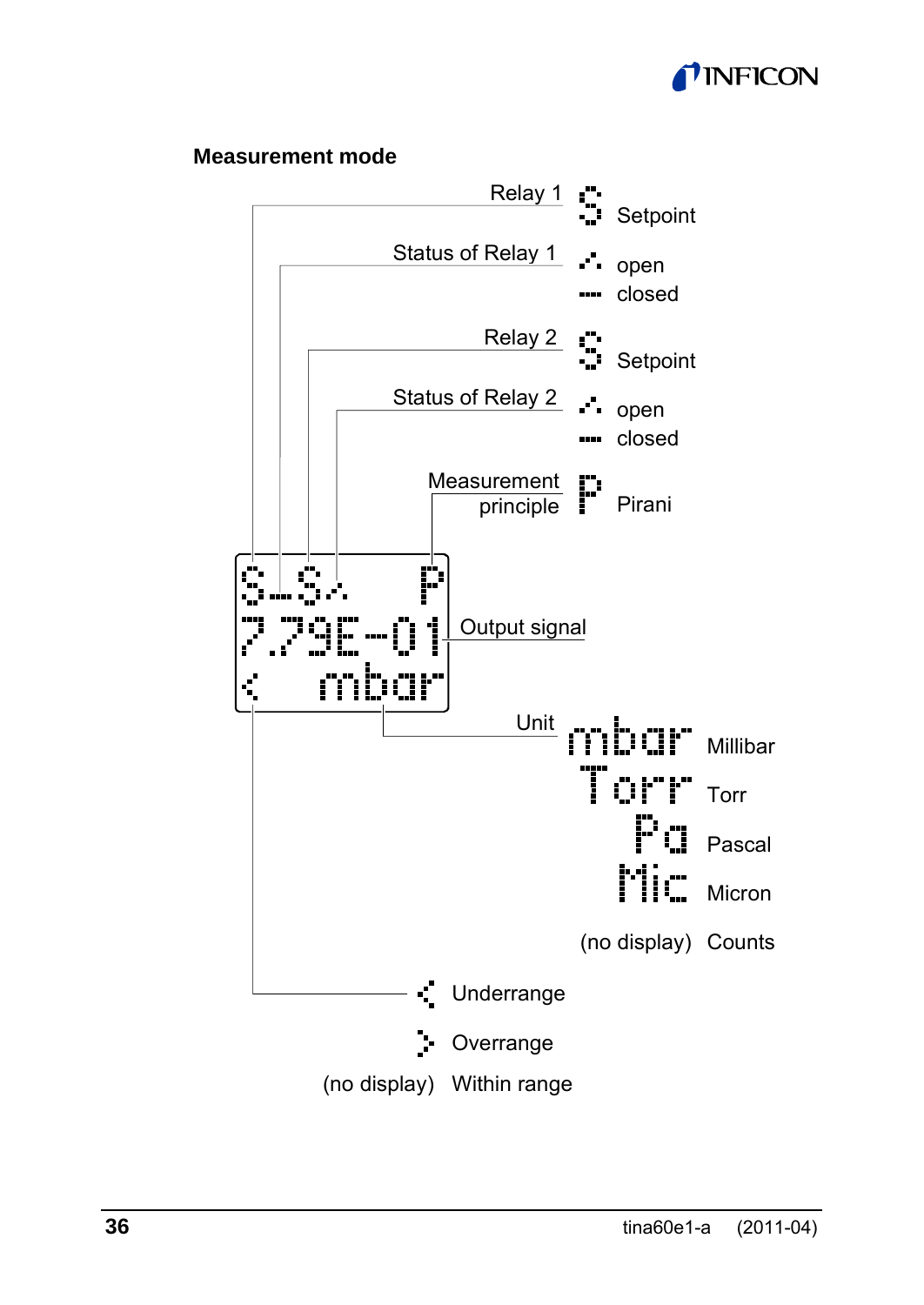### Measurement mode

Relay 1 — Setpoint

Status of Relay 1 — open / closed

Relay 2 — Setpoint

Status of Relay 2 — open / closed

Measurement principle — P: Pirani

Output signal — 7.79E-01

Unit:

- mbar: Millibar
- Torr: Torr
- Pa: Pascal
- Mic: Micron
- (no display): Counts

- <: Underrange
- >: Overrange
- (no display): Within range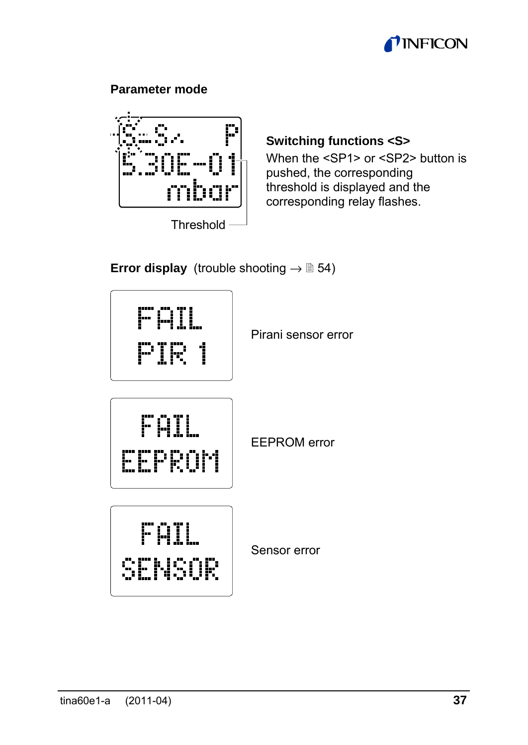## Parameter mode

S.. S.. P
5.30E-01
mbar

Threshold

**Switching functions <S>**
When the <SP1> or <SP2> button is pushed, the corresponding threshold is displayed and the corresponding relay flashes.

## Error display (trouble shooting → 54)

FAIL
PIR 1

Pirani sensor error

FAIL
EEPROM

EEPROM error

FAIL
SENSOR

Sensor error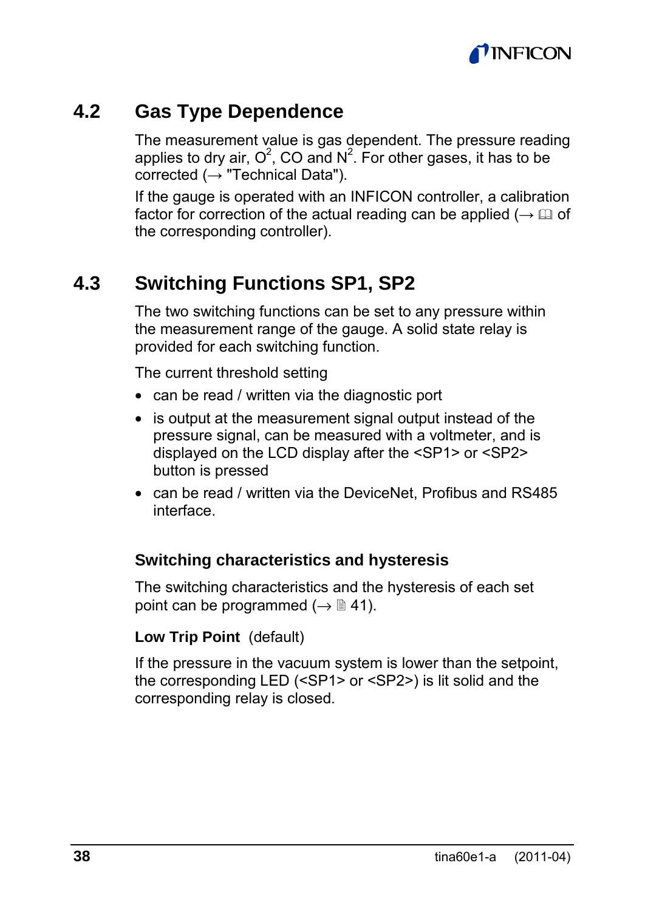## 4.2 Gas Type Dependence

The measurement value is gas dependent. The pressure reading applies to dry air, $O^2$, CO and $N^2$. For other gases, it has to be corrected (→ "Technical Data").

If the gauge is operated with an INFICON controller, a calibration factor for correction of the actual reading can be applied (→ 🕮 of the corresponding controller).

## 4.3 Switching Functions SP1, SP2

The two switching functions can be set to any pressure within the measurement range of the gauge. A solid state relay is provided for each switching function.

The current threshold setting

- can be read / written via the diagnostic port
- is output at the measurement signal output instead of the pressure signal, can be measured with a voltmeter, and is displayed on the LCD display after the <SP1> or <SP2> button is pressed
- can be read / written via the DeviceNet, Profibus and RS485 interface.

### Switching characteristics and hysteresis

The switching characteristics and the hysteresis of each set point can be programmed (→ 🗎 41).

**Low Trip Point** (default)

If the pressure in the vacuum system is lower than the setpoint, the corresponding LED (<SP1> or <SP2>) is lit solid and the corresponding relay is closed.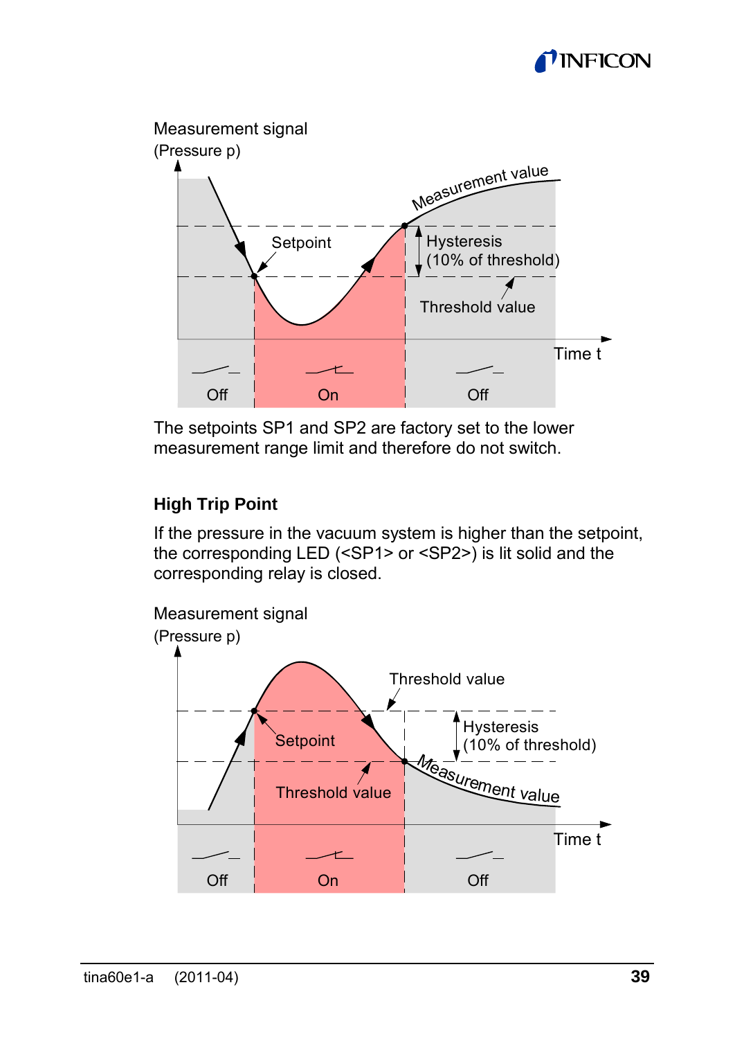Measurement signal
(Pressure p)

Measurement value

Setpoint

Hysteresis
(10% of threshold)

Threshold value

Time t

Off On Off

The setpoints SP1 and SP2 are factory set to the lower measurement range limit and therefore do not switch.

### High Trip Point

If the pressure in the vacuum system is higher than the setpoint, the corresponding LED (<SP1> or <SP2>) is lit solid and the corresponding relay is closed.

Measurement signal
(Pressure p)

Threshold value

Setpoint

Hysteresis
(10% of threshold)

Threshold value

Measurement value

Time t

Off On Off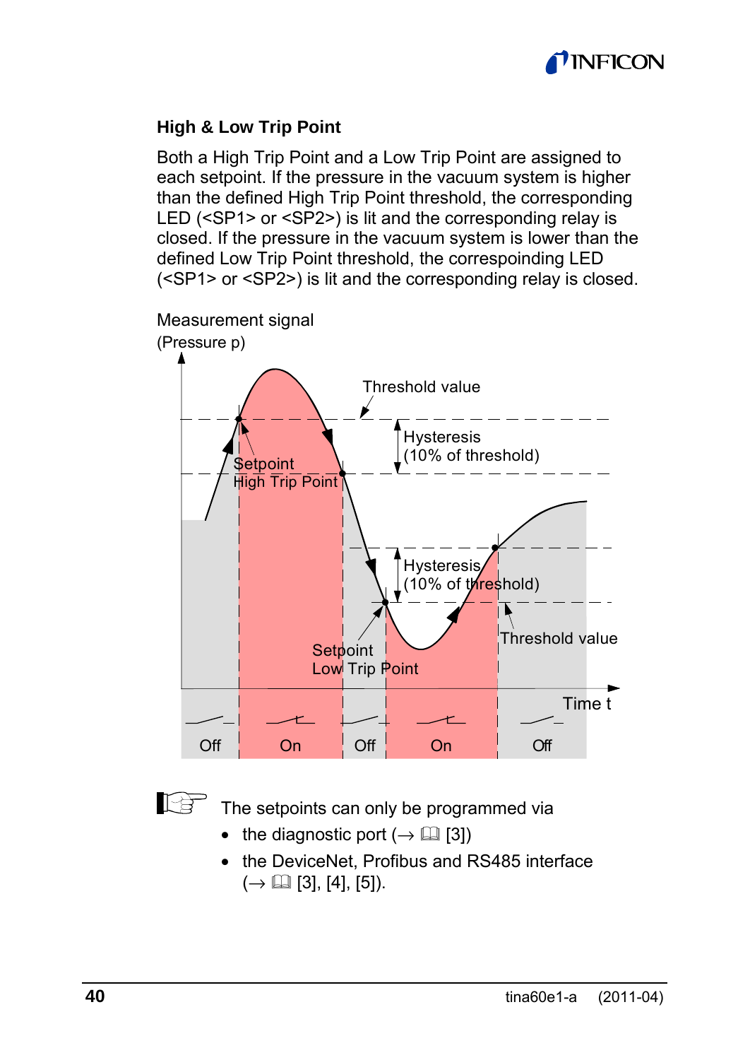### High & Low Trip Point

Both a High Trip Point and a Low Trip Point are assigned to each setpoint. If the pressure in the vacuum system is higher than the defined High Trip Point threshold, the corresponding LED (<SP1> or <SP2>) is lit and the corresponding relay is closed. If the pressure in the vacuum system is lower than the defined Low Trip Point threshold, the correspoinding LED (<SP1> or <SP2>) is lit and the corresponding relay is closed.

Measurement signal
(Pressure p)

Threshold value

Hysteresis
(10% of threshold)

Setpoint
High Trip Point

Hysteresis
(10% of threshold)

Setpoint
Low Trip Point

Threshold value

Time t

Off | On | Off | On | Off

The setpoints can only be programmed via

- the diagnostic port (→ 🕮 [3])
- the DeviceNet, Profibus and RS485 interface (→ 🕮 [3], [4], [5]).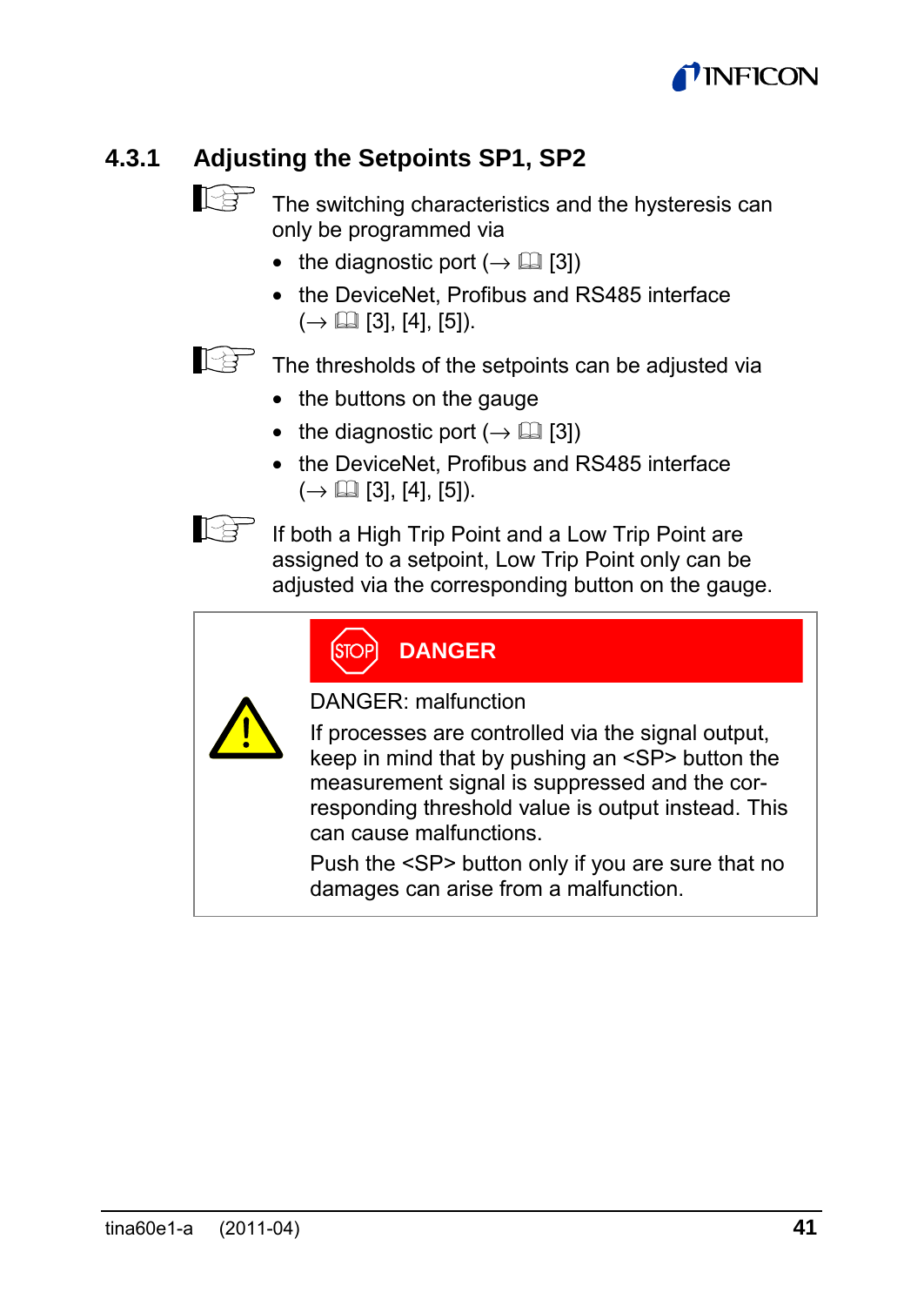### 4.3.1 Adjusting the Setpoints SP1, SP2

☞ The switching characteristics and the hysteresis can only be programmed via

- the diagnostic port (→ 📖 [3])
- the DeviceNet, Profibus and RS485 interface (→ 📖 [3], [4], [5]).

☞ The thresholds of the setpoints can be adjusted via

- the buttons on the gauge
- the diagnostic port (→ 📖 [3])
- the DeviceNet, Profibus and RS485 interface (→ 📖 [3], [4], [5]).

☞ If both a High Trip Point and a Low Trip Point are assigned to a setpoint, Low Trip Point only can be adjusted via the corresponding button on the gauge.

> **DANGER**
>
> DANGER: malfunction
>
> If processes are controlled via the signal output, keep in mind that by pushing an <SP> button the measurement signal is suppressed and the corresponding threshold value is output instead. This can cause malfunctions.
>
> Push the <SP> button only if you are sure that no damages can arise from a malfunction.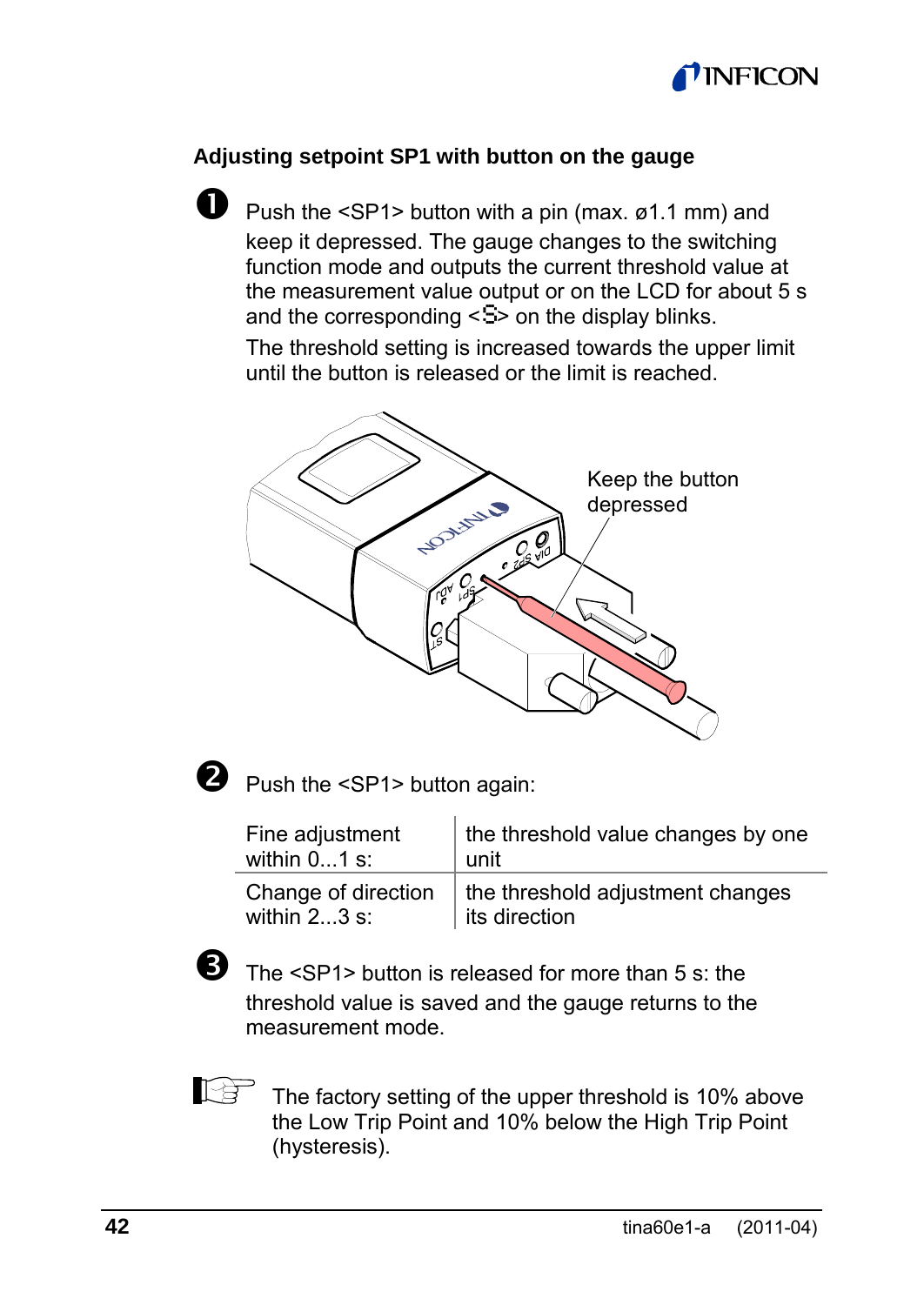### Adjusting setpoint SP1 with button on the gauge

❶ Push the <SP1> button with a pin (max. ø1.1 mm) and keep it depressed. The gauge changes to the switching function mode and outputs the current threshold value at the measurement value output or on the LCD for about 5 s and the corresponding <S> on the display blinks.

The threshold setting is increased towards the upper limit until the button is released or the limit is reached.

Keep the button depressed

❷ Push the <SP1> button again:

| | |
|---|---|
| Fine adjustment within 0...1 s: | the threshold value changes by one unit |
| Change of direction within 2...3 s: | the threshold adjustment changes its direction |

❸ The <SP1> button is released for more than 5 s: the threshold value is saved and the gauge returns to the measurement mode.

☞ The factory setting of the upper threshold is 10% above the Low Trip Point and 10% below the High Trip Point (hysteresis).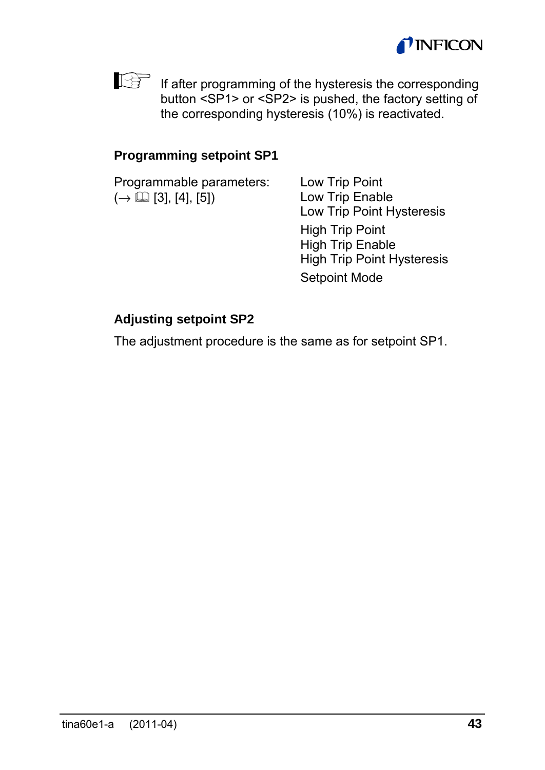If after programming of the hysteresis the corresponding button <SP1> or <SP2> is pushed, the factory setting of the corresponding hysteresis (10%) is reactivated.

**Programming setpoint SP1**

Programmable parameters:
(→ 🕮 [3], [4], [5])

Low Trip Point
Low Trip Enable
Low Trip Point Hysteresis

High Trip Point
High Trip Enable
High Trip Point Hysteresis

Setpoint Mode

**Adjusting setpoint SP2**

The adjustment procedure is the same as for setpoint SP1.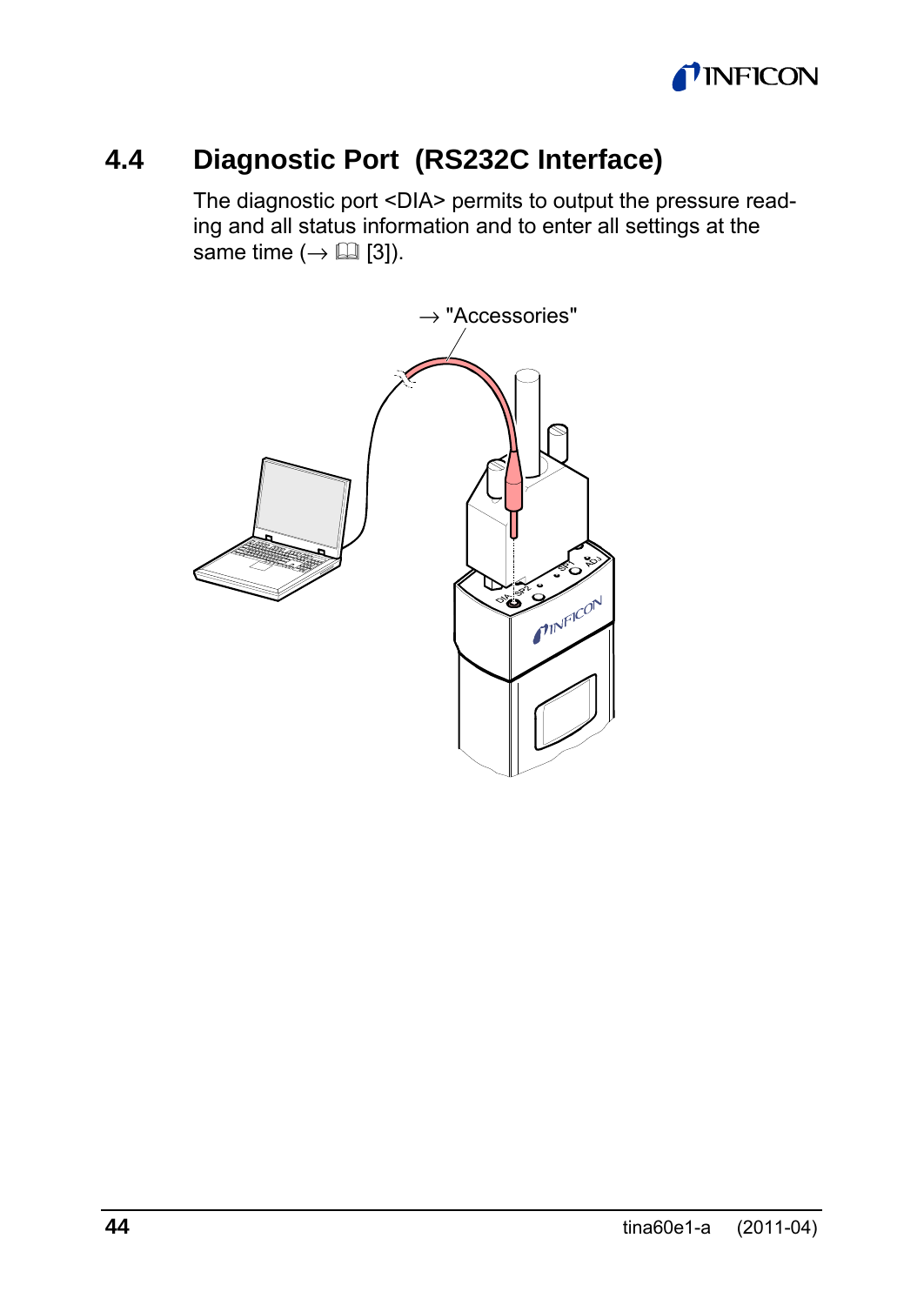## 4.4 Diagnostic Port (RS232C Interface)

The diagnostic port <DIA> permits to output the pressure reading and all status information and to enter all settings at the same time (→ 📖 [3]).

→ "Accessories"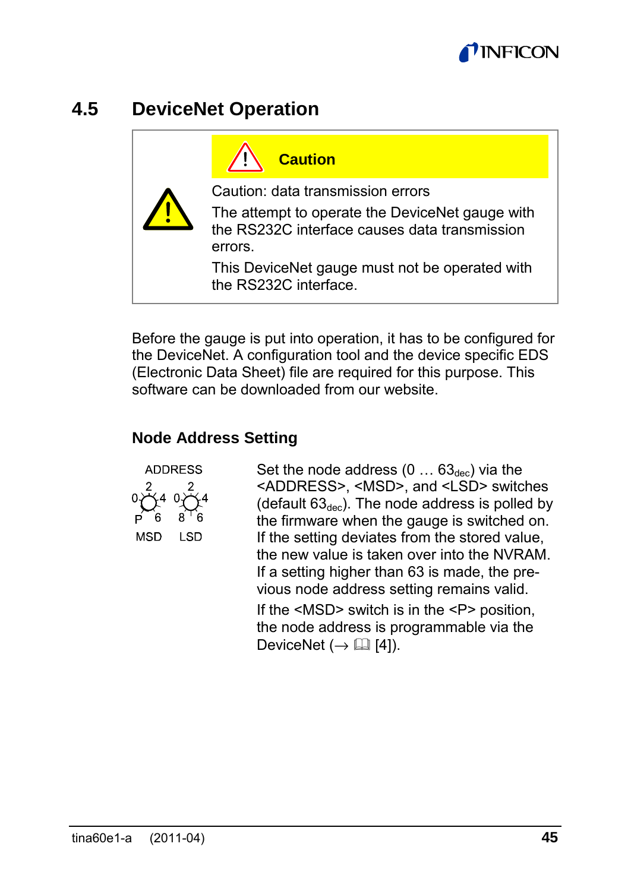## 4.5 DeviceNet Operation

> **Caution**
>
> Caution: data transmission errors
>
> The attempt to operate the DeviceNet gauge with the RS232C interface causes data transmission errors.
>
> This DeviceNet gauge must not be operated with the RS232C interface.

Before the gauge is put into operation, it has to be configured for the DeviceNet. A configuration tool and the device specific EDS (Electronic Data Sheet) file are required for this purpose. This software can be downloaded from our website.

### Node Address Setting

ADDRESS

MSD (positions: 0, 2, 4, 6, P) LSD (positions: 0, 2, 4, 6, 8)

Set the node address (0 … $63_{dec}$) via the <ADDRESS>, <MSD>, and <LSD> switches (default $63_{dec}$). The node address is polled by the firmware when the gauge is switched on. If the setting deviates from the stored value, the new value is taken over into the NVRAM. If a setting higher than 63 is made, the previous node address setting remains valid.

If the <MSD> switch is in the <P> position, the node address is programmable via the DeviceNet (→ 📖 [4]).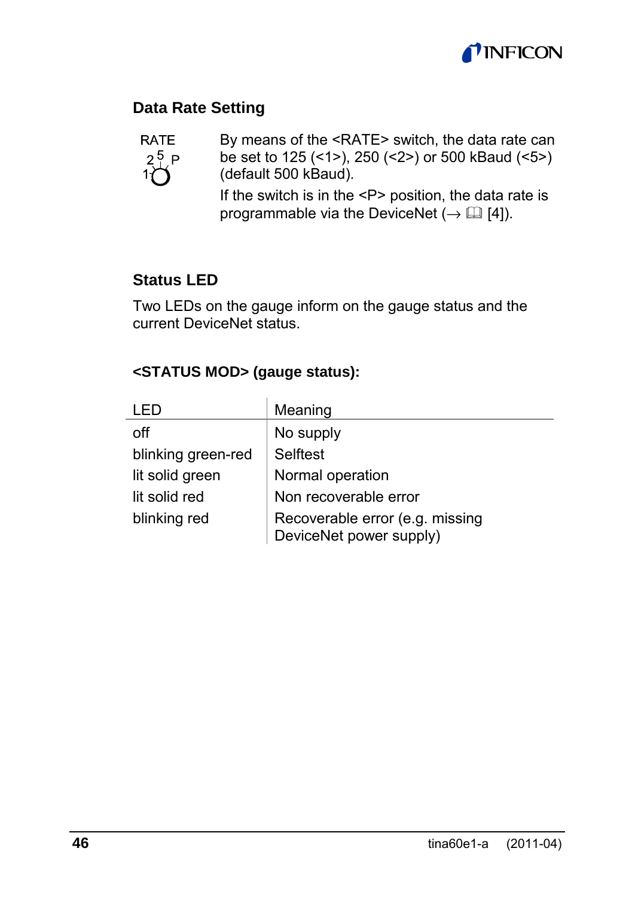## Data Rate Setting

RATE
2 5 P
1

By means of the <RATE> switch, the data rate can be set to 125 (<1>), 250 (<2>) or 500 kBaud (<5>) (default 500 kBaud).

If the switch is in the <P> position, the data rate is programmable via the DeviceNet (→ 🕮 [4]).

## Status LED

Two LEDs on the gauge inform on the gauge status and the current DeviceNet status.

### <STATUS MOD> (gauge status):

| LED | Meaning |
|---|---|
| off | No supply |
| blinking green-red | Selftest |
| lit solid green | Normal operation |
| lit solid red | Non recoverable error |
| blinking red | Recoverable error (e.g. missing DeviceNet power supply) |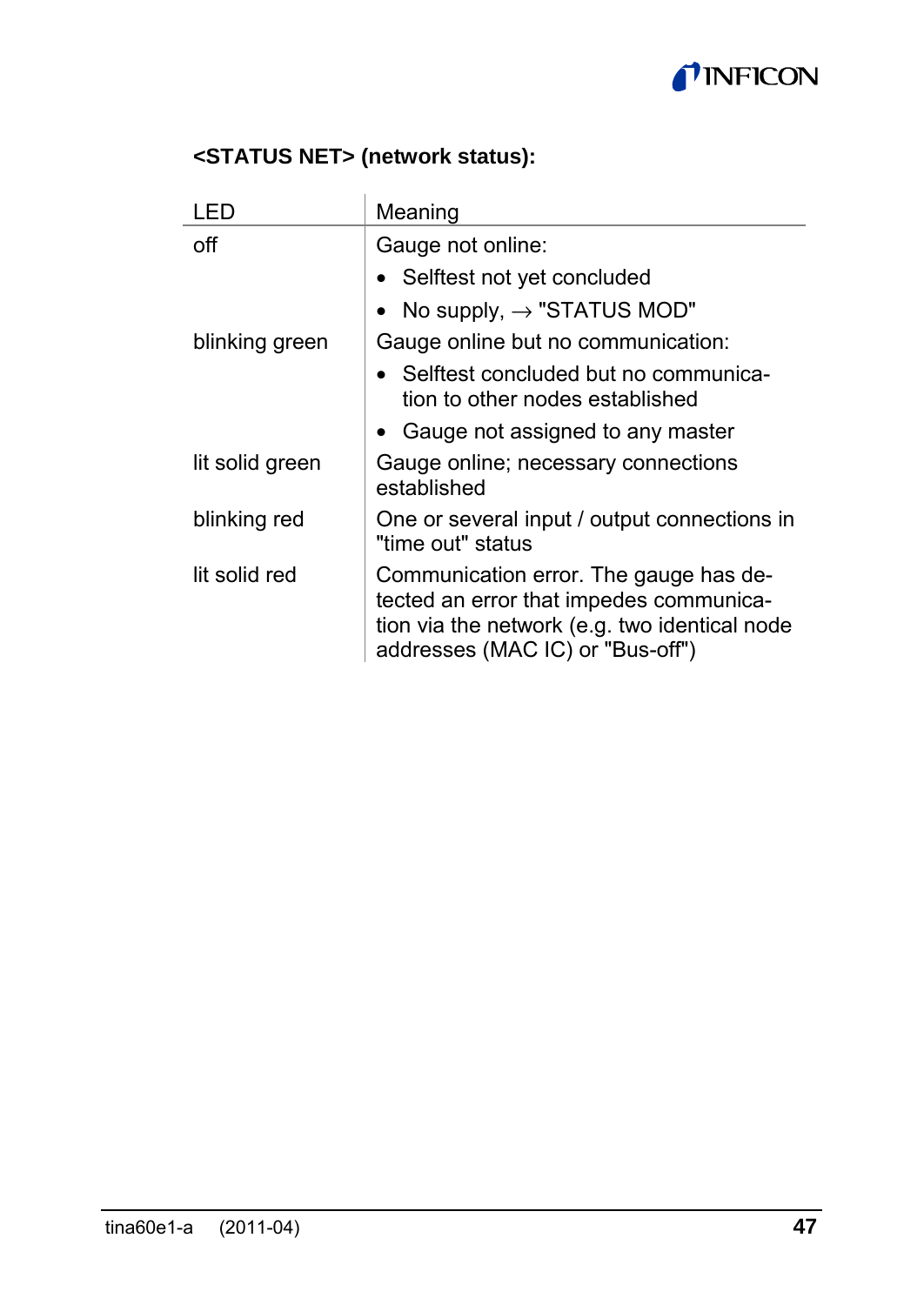**<STATUS NET> (network status):**

| LED | Meaning |
|---|---|
| off | Gauge not online:<br>• Selftest not yet concluded<br>• No supply, → "STATUS MOD" |
| blinking green | Gauge online but no communication:<br>• Selftest concluded but no communication to other nodes established<br>• Gauge not assigned to any master |
| lit solid green | Gauge online; necessary connections established |
| blinking red | One or several input / output connections in "time out" status |
| lit solid red | Communication error. The gauge has detected an error that impedes communication via the network (e.g. two identical node addresses (MAC IC) or "Bus-off") |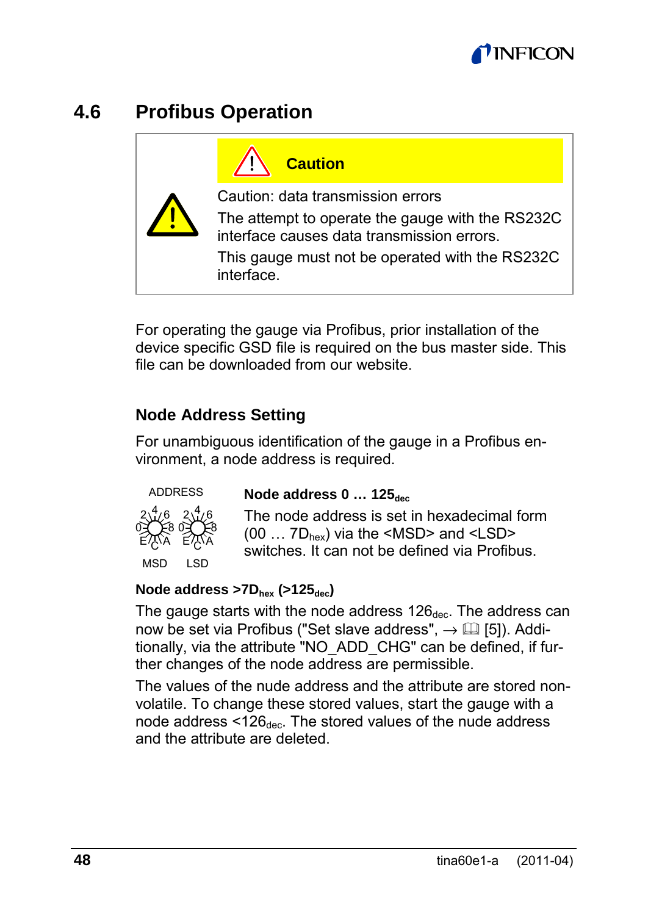## 4.6 Profibus Operation

> **Caution**
>
> Caution: data transmission errors
>
> The attempt to operate the gauge with the RS232C interface causes data transmission errors.
>
> This gauge must not be operated with the RS232C interface.

For operating the gauge via Profibus, prior installation of the device specific GSD file is required on the bus master side. This file can be downloaded from our website.

### Node Address Setting

For unambiguous identification of the gauge in a Profibus environment, a node address is required.

ADDRESS

MSD LSD

**Node address 0 … $125_{dec}$**

The node address is set in hexadecimal form (00 … $7D_{hex}$) via the <MSD> and <LSD> switches. It can not be defined via Profibus.

**Node address $>7D_{hex}$ ($>125_{dec}$)**

The gauge starts with the node address $126_{dec}$. The address can now be set via Profibus ("Set slave address", → 📖 [5]). Additionally, via the attribute "NO_ADD_CHG" can be defined, if further changes of the node address are permissible.

The values of the nude address and the attribute are stored non-volatile. To change these stored values, start the gauge with a node address $<126_{dec}$. The stored values of the nude address and the attribute are deleted.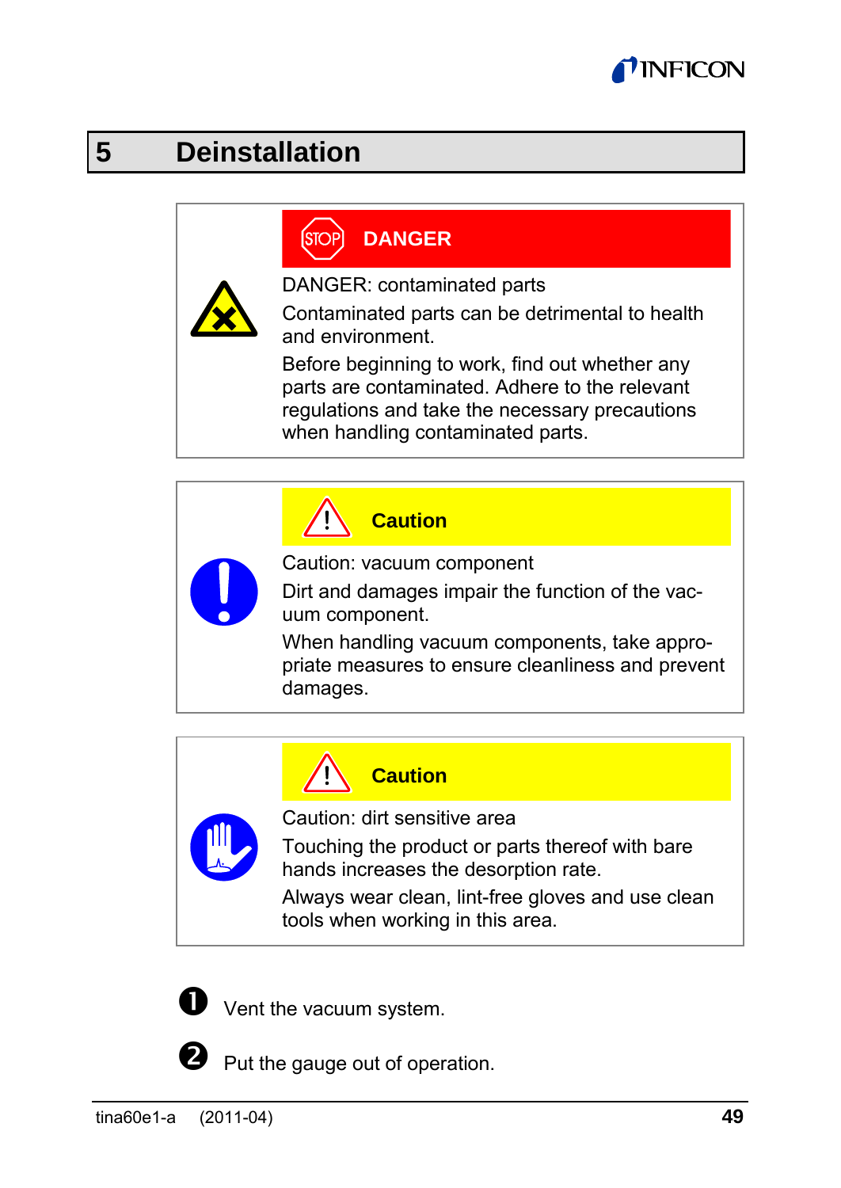# 5 Deinstallation

> **DANGER**
>
> DANGER: contaminated parts
>
> Contaminated parts can be detrimental to health and environment.
>
> Before beginning to work, find out whether any parts are contaminated. Adhere to the relevant regulations and take the necessary precautions when handling contaminated parts.

> **Caution**
>
> Caution: vacuum component
>
> Dirt and damages impair the function of the vacuum component.
>
> When handling vacuum components, take appropriate measures to ensure cleanliness and prevent damages.

> **Caution**
>
> Caution: dirt sensitive area
>
> Touching the product or parts thereof with bare hands increases the desorption rate.
>
> Always wear clean, lint-free gloves and use clean tools when working in this area.

1. Vent the vacuum system.
2. Put the gauge out of operation.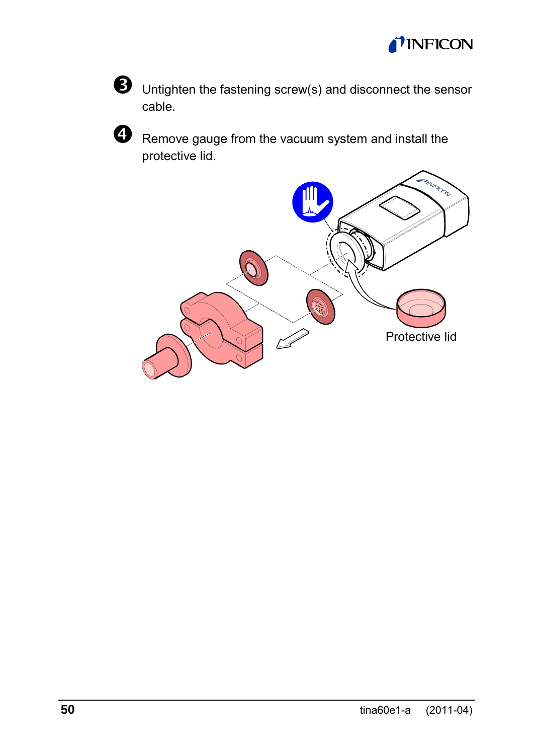❸ Untighten the fastening screw(s) and disconnect the sensor cable.

❹ Remove gauge from the vacuum system and install the protective lid.

Protective lid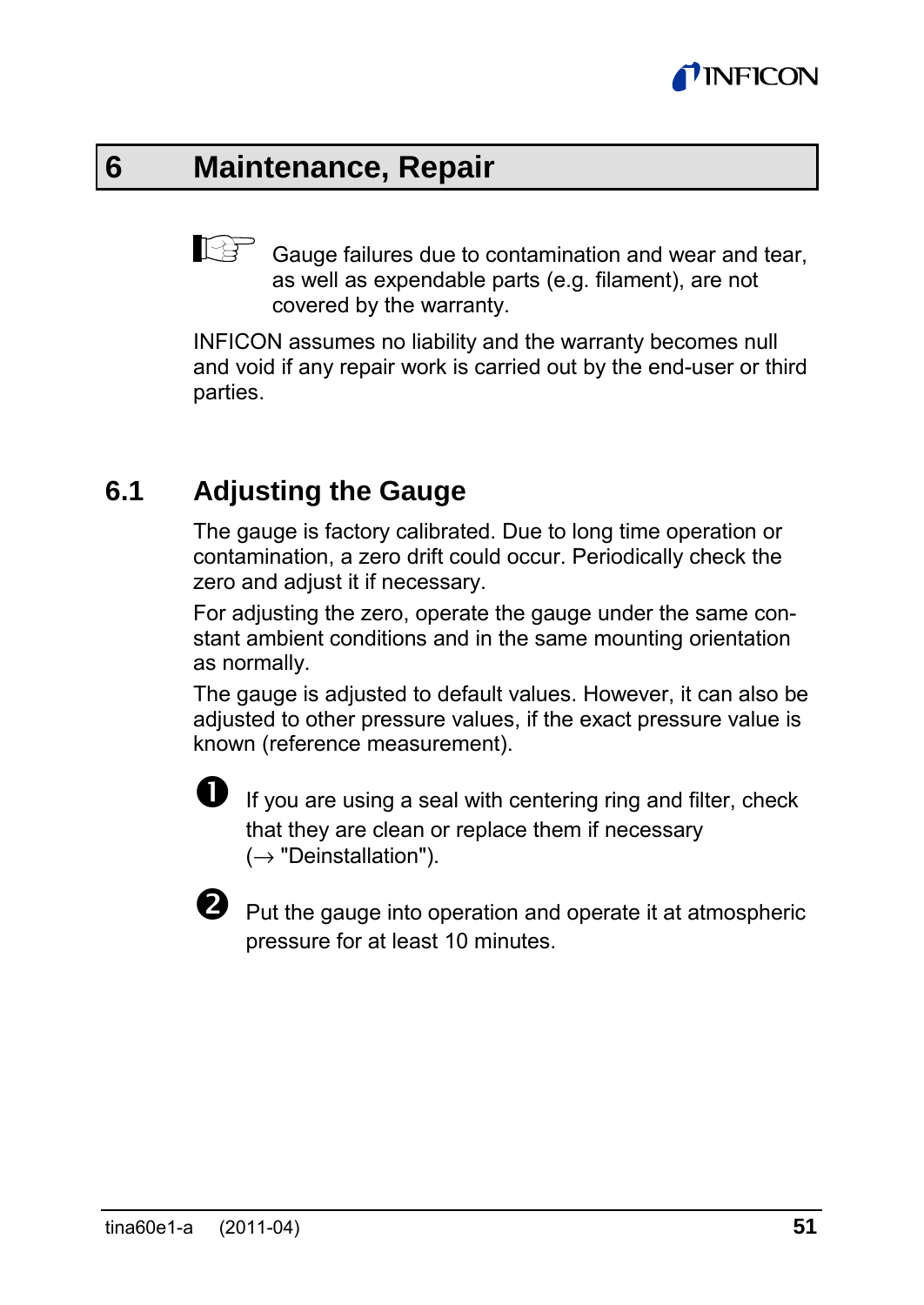# 6 Maintenance, Repair

☞ Gauge failures due to contamination and wear and tear, as well as expendable parts (e.g. filament), are not covered by the warranty.

INFICON assumes no liability and the warranty becomes null and void if any repair work is carried out by the end-user or third parties.

## 6.1 Adjusting the Gauge

The gauge is factory calibrated. Due to long time operation or contamination, a zero drift could occur. Periodically check the zero and adjust it if necessary.

For adjusting the zero, operate the gauge under the same constant ambient conditions and in the same mounting orientation as normally.

The gauge is adjusted to default values. However, it can also be adjusted to other pressure values, if the exact pressure value is known (reference measurement).

➊ If you are using a seal with centering ring and filter, check that they are clean or replace them if necessary (→ "Deinstallation").

➋ Put the gauge into operation and operate it at atmospheric pressure for at least 10 minutes.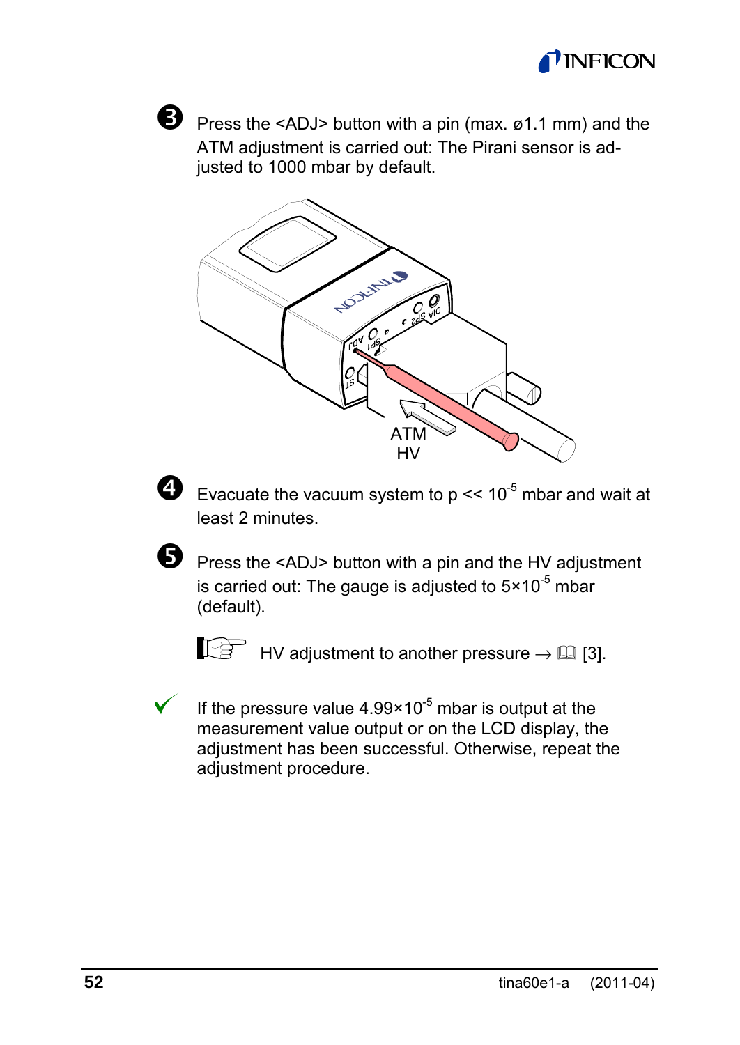❸ Press the <ADJ> button with a pin (max. ø1.1 mm) and the ATM adjustment is carried out: The Pirani sensor is adjusted to 1000 mbar by default.

ATM
HV

❹ Evacuate the vacuum system to p << $10^{-5}$ mbar and wait at least 2 minutes.

❺ Press the <ADJ> button with a pin and the HV adjustment is carried out: The gauge is adjusted to $5\times10^{-5}$ mbar (default).

☞ HV adjustment to another pressure → 🕮 [3].

✓ If the pressure value $4.99\times10^{-5}$ mbar is output at the measurement value output or on the LCD display, the adjustment has been successful. Otherwise, repeat the adjustment procedure.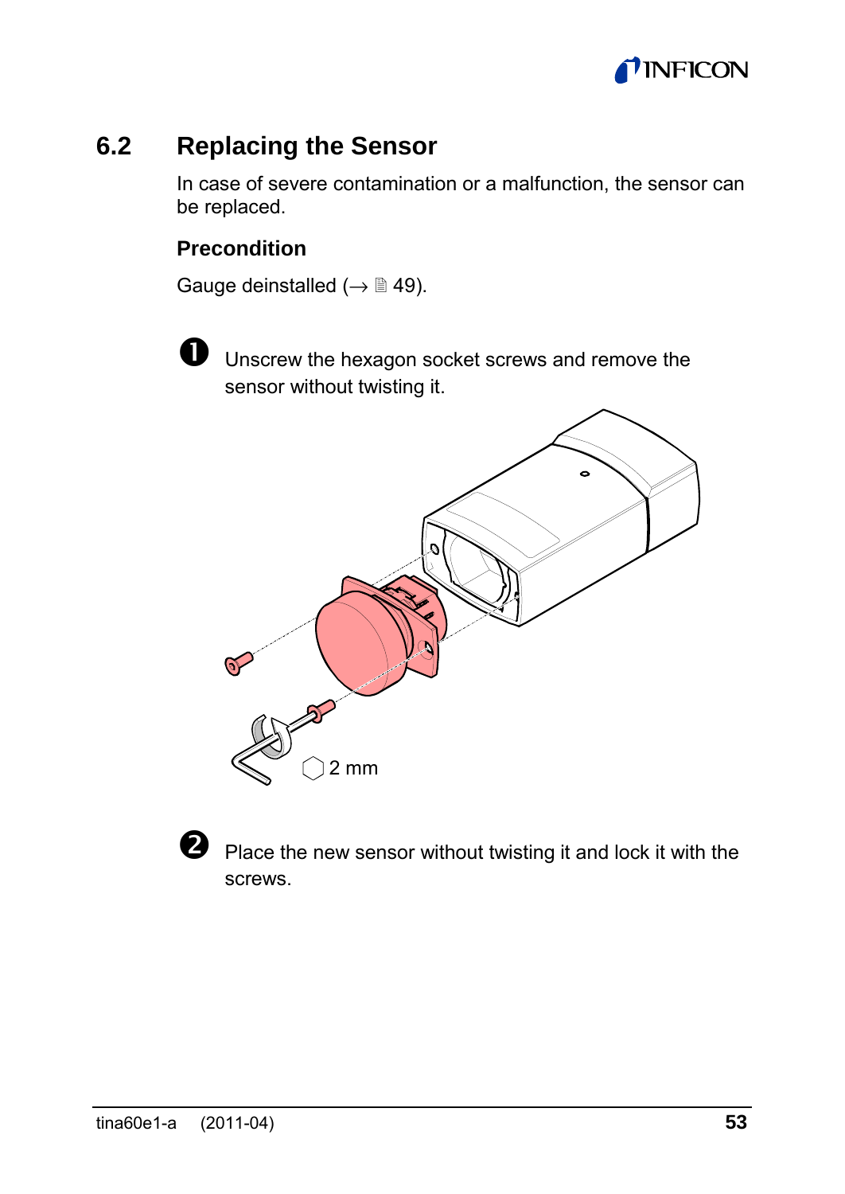## 6.2 Replacing the Sensor

In case of severe contamination or a malfunction, the sensor can be replaced.

### Precondition

Gauge deinstalled (→ 🗎 49).

➊ Unscrew the hexagon socket screws and remove the sensor without twisting it.

⬡ 2 mm

➋ Place the new sensor without twisting it and lock it with the screws.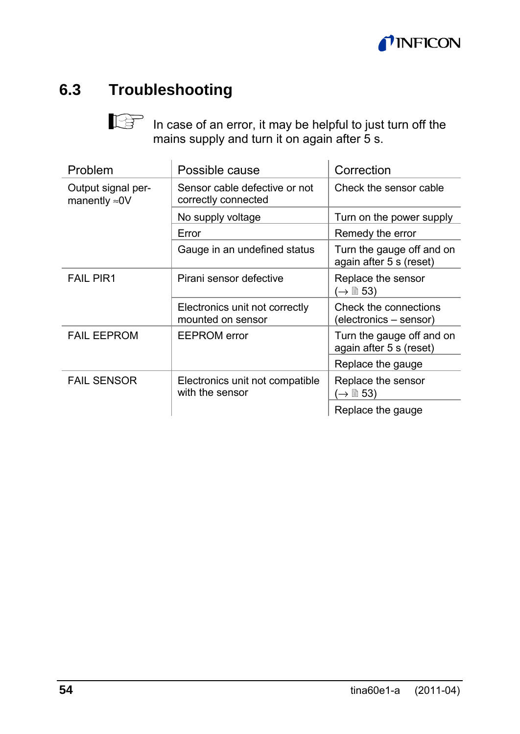## 6.3 Troubleshooting

☞ In case of an error, it may be helpful to just turn off the mains supply and turn it on again after 5 s.

| Problem | Possible cause | Correction |
|---|---|---|
| Output signal permanently ≈0V | Sensor cable defective or not correctly connected | Check the sensor cable |
| | No supply voltage | Turn on the power supply |
| | Error | Remedy the error |
| | Gauge in an undefined status | Turn the gauge off and on again after 5 s (reset) |
| FAIL PIR1 | Pirani sensor defective | Replace the sensor (→ 🗎 53) |
| | Electronics unit not correctly mounted on sensor | Check the connections (electronics – sensor) |
| FAIL EEPROM | EEPROM error | Turn the gauge off and on again after 5 s (reset) |
| | | Replace the gauge |
| FAIL SENSOR | Electronics unit not compatible with the sensor | Replace the sensor (→ 🗎 53) |
| | | Replace the gauge |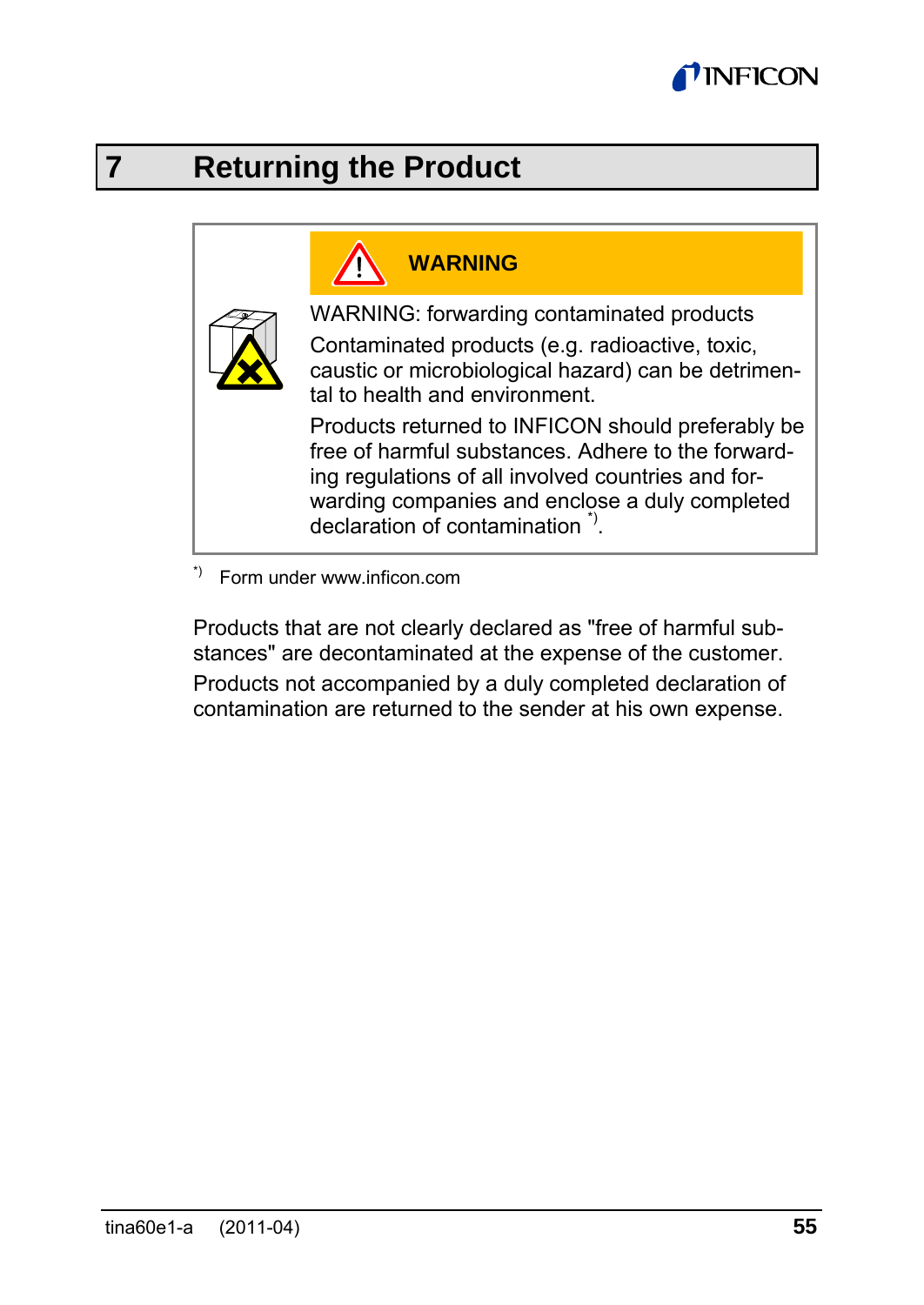# 7 Returning the Product

> **WARNING**
>
> WARNING: forwarding contaminated products
>
> Contaminated products (e.g. radioactive, toxic, caustic or microbiological hazard) can be detrimental to health and environment.
>
> Products returned to INFICON should preferably be free of harmful substances. Adhere to the forwarding regulations of all involved countries and forwarding companies and enclose a duly completed declaration of contamination *).

*) Form under www.inficon.com

Products that are not clearly declared as "free of harmful substances" are decontaminated at the expense of the customer.

Products not accompanied by a duly completed declaration of contamination are returned to the sender at his own expense.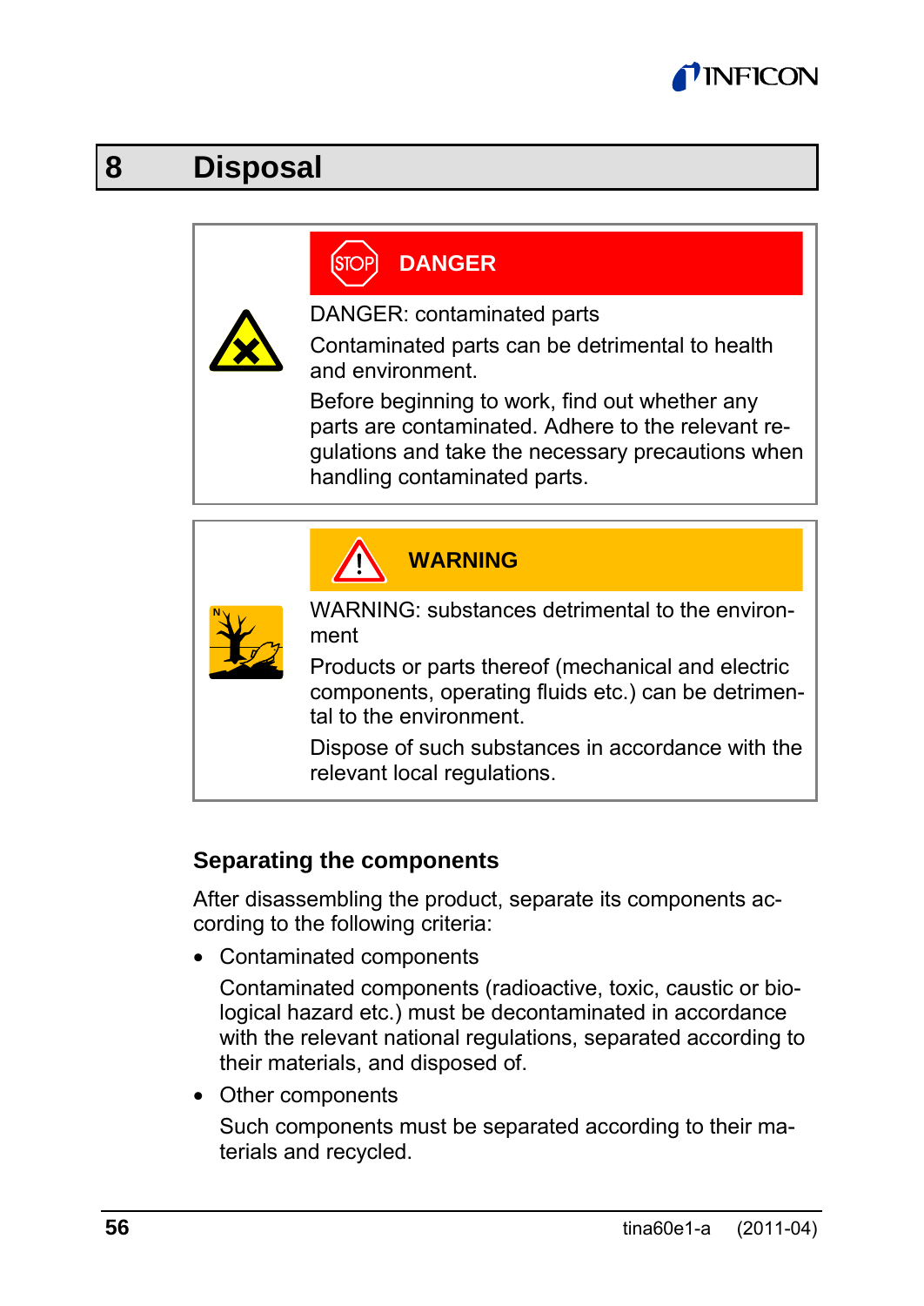# 8 Disposal

> **DANGER**
>
> DANGER: contaminated parts
>
> Contaminated parts can be detrimental to health and environment.
>
> Before beginning to work, find out whether any parts are contaminated. Adhere to the relevant regulations and take the necessary precautions when handling contaminated parts.

> **WARNING**
>
> WARNING: substances detrimental to the environment
>
> Products or parts thereof (mechanical and electric components, operating fluids etc.) can be detrimental to the environment.
>
> Dispose of such substances in accordance with the relevant local regulations.

### Separating the components

After disassembling the product, separate its components according to the following criteria:

- Contaminated components

  Contaminated components (radioactive, toxic, caustic or biological hazard etc.) must be decontaminated in accordance with the relevant national regulations, separated according to their materials, and disposed of.

- Other components

  Such components must be separated according to their materials and recycled.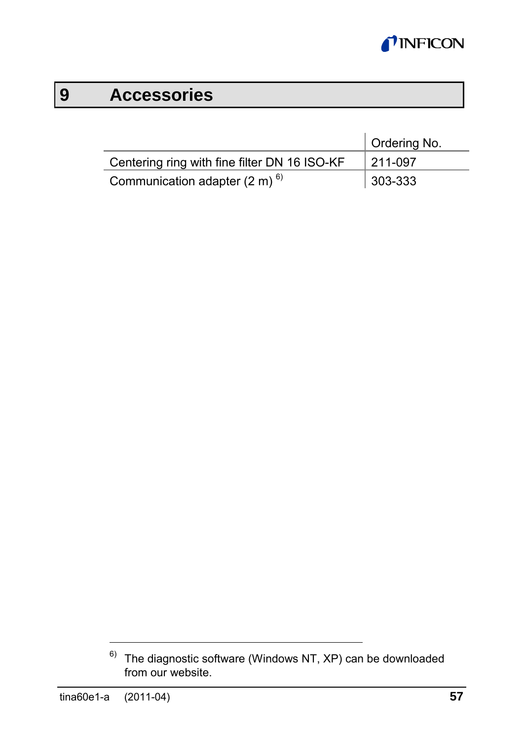# 9 Accessories

| | Ordering No. |
|---|---|
| Centering ring with fine filter DN 16 ISO-KF | 211-097 |
| Communication adapter (2 m) [6)] | 303-333 |

[6)] The diagnostic software (Windows NT, XP) can be downloaded from our website.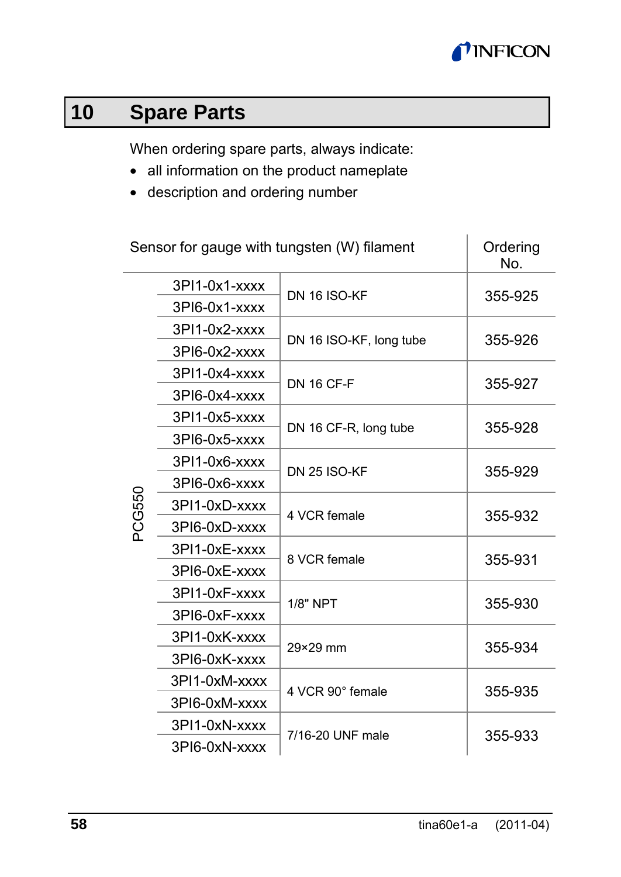# 10 Spare Parts

When ordering spare parts, always indicate:

- all information on the product nameplate
- description and ordering number

| Sensor for gauge with tungsten (W) filament | | | Ordering No. |
|---|---|---|---|
| PCG550 | 3PI1-0x1-xxxx<br>3PI6-0x1-xxxx | DN 16 ISO-KF | 355-925 |
| | 3PI1-0x2-xxxx<br>3PI6-0x2-xxxx | DN 16 ISO-KF, long tube | 355-926 |
| | 3PI1-0x4-xxxx<br>3PI6-0x4-xxxx | DN 16 CF-F | 355-927 |
| | 3PI1-0x5-xxxx<br>3PI6-0x5-xxxx | DN 16 CF-R, long tube | 355-928 |
| | 3PI1-0x6-xxxx<br>3PI6-0x6-xxxx | DN 25 ISO-KF | 355-929 |
| | 3PI1-0xD-xxxx<br>3PI6-0xD-xxxx | 4 VCR female | 355-932 |
| | 3PI1-0xE-xxxx<br>3PI6-0xE-xxxx | 8 VCR female | 355-931 |
| | 3PI1-0xF-xxxx<br>3PI6-0xF-xxxx | 1/8" NPT | 355-930 |
| | 3PI1-0xK-xxxx<br>3PI6-0xK-xxxx | 29×29 mm | 355-934 |
| | 3PI1-0xM-xxxx<br>3PI6-0xM-xxxx | 4 VCR 90° female | 355-935 |
| | 3PI1-0xN-xxxx<br>3PI6-0xN-xxxx | 7/16-20 UNF male | 355-933 |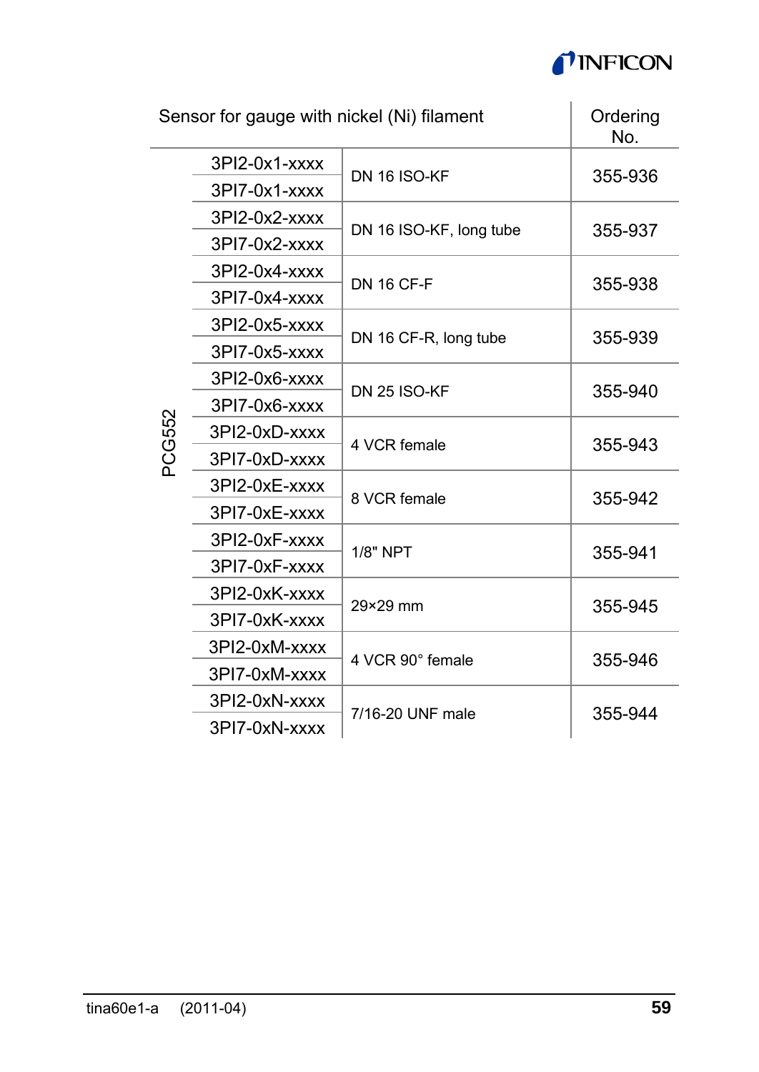| Sensor for gauge with nickel (Ni) filament | | | Ordering No. |
|---|---|---|---|
| PCG552 | 3PI2-0x1-xxxx | DN 16 ISO-KF | 355-936 |
| | 3PI7-0x1-xxxx | | |
| | 3PI2-0x2-xxxx | DN 16 ISO-KF, long tube | 355-937 |
| | 3PI7-0x2-xxxx | | |
| | 3PI2-0x4-xxxx | DN 16 CF-F | 355-938 |
| | 3PI7-0x4-xxxx | | |
| | 3PI2-0x5-xxxx | DN 16 CF-R, long tube | 355-939 |
| | 3PI7-0x5-xxxx | | |
| | 3PI2-0x6-xxxx | DN 25 ISO-KF | 355-940 |
| | 3PI7-0x6-xxxx | | |
| | 3PI2-0xD-xxxx | 4 VCR female | 355-943 |
| | 3PI7-0xD-xxxx | | |
| | 3PI2-0xE-xxxx | 8 VCR female | 355-942 |
| | 3PI7-0xE-xxxx | | |
| | 3PI2-0xF-xxxx | 1/8" NPT | 355-941 |
| | 3PI7-0xF-xxxx | | |
| | 3PI2-0xK-xxxx | 29×29 mm | 355-945 |
| | 3PI7-0xK-xxxx | | |
| | 3PI2-0xM-xxxx | 4 VCR 90° female | 355-946 |
| | 3PI7-0xM-xxxx | | |
| | 3PI2-0xN-xxxx | 7/16-20 UNF male | 355-944 |
| | 3PI7-0xN-xxxx | | |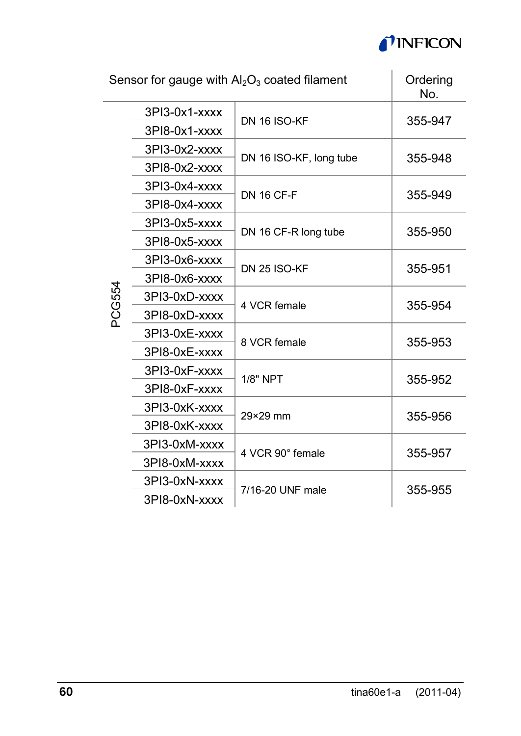| Sensor for gauge with $Al_2O_3$ coated filament | | | Ordering No. |
|---|---|---|---|
| PCG554 | 3PI3-0x1-xxxx | DN 16 ISO-KF | 355-947 |
| | 3PI8-0x1-xxxx | | |
| | 3PI3-0x2-xxxx | DN 16 ISO-KF, long tube | 355-948 |
| | 3PI8-0x2-xxxx | | |
| | 3PI3-0x4-xxxx | DN 16 CF-F | 355-949 |
| | 3PI8-0x4-xxxx | | |
| | 3PI3-0x5-xxxx | DN 16 CF-R long tube | 355-950 |
| | 3PI8-0x5-xxxx | | |
| | 3PI3-0x6-xxxx | DN 25 ISO-KF | 355-951 |
| | 3PI8-0x6-xxxx | | |
| | 3PI3-0xD-xxxx | 4 VCR female | 355-954 |
| | 3PI8-0xD-xxxx | | |
| | 3PI3-0xE-xxxx | 8 VCR female | 355-953 |
| | 3PI8-0xE-xxxx | | |
| | 3PI3-0xF-xxxx | 1/8" NPT | 355-952 |
| | 3PI8-0xF-xxxx | | |
| | 3PI3-0xK-xxxx | 29×29 mm | 355-956 |
| | 3PI8-0xK-xxxx | | |
| | 3PI3-0xM-xxxx | 4 VCR 90° female | 355-957 |
| | 3PI8-0xM-xxxx | | |
| | 3PI3-0xN-xxxx | 7/16-20 UNF male | 355-955 |
| | 3PI8-0xN-xxxx | | |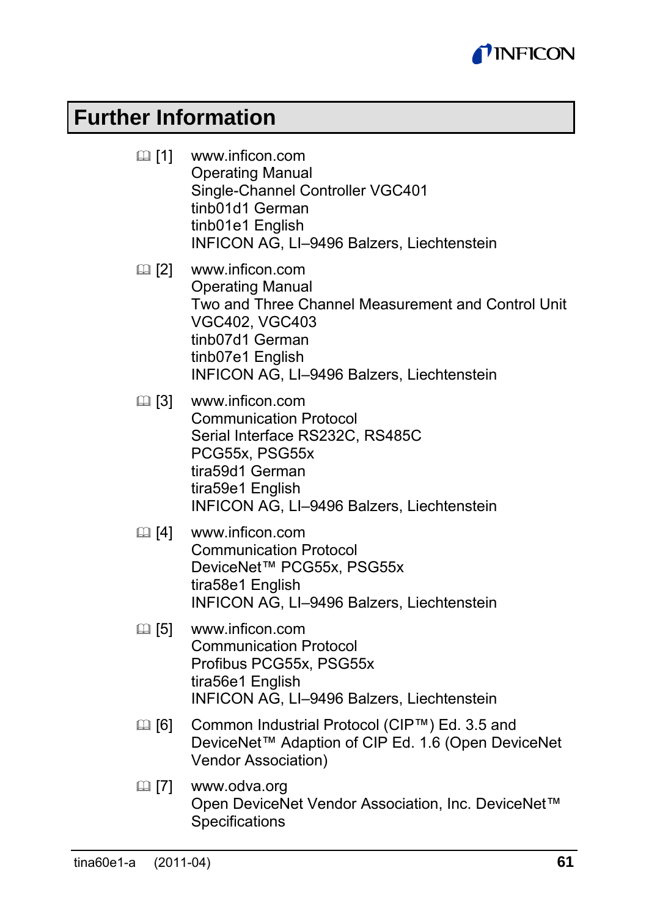# Further Information

📖 [1] www.inficon.com
Operating Manual
Single-Channel Controller VGC401
tinb01d1 German
tinb01e1 English
INFICON AG, LI–9496 Balzers, Liechtenstein

📖 [2] www.inficon.com
Operating Manual
Two and Three Channel Measurement and Control Unit
VGC402, VGC403
tinb07d1 German
tinb07e1 English
INFICON AG, LI–9496 Balzers, Liechtenstein

📖 [3] www.inficon.com
Communication Protocol
Serial Interface RS232C, RS485C
PCG55x, PSG55x
tira59d1 German
tira59e1 English
INFICON AG, LI–9496 Balzers, Liechtenstein

📖 [4] www.inficon.com
Communication Protocol
DeviceNet™ PCG55x, PSG55x
tira58e1 English
INFICON AG, LI–9496 Balzers, Liechtenstein

📖 [5] www.inficon.com
Communication Protocol
Profibus PCG55x, PSG55x
tira56e1 English
INFICON AG, LI–9496 Balzers, Liechtenstein

📖 [6] Common Industrial Protocol (CIP™) Ed. 3.5 and DeviceNet™ Adaption of CIP Ed. 1.6 (Open DeviceNet Vendor Association)

📖 [7] www.odva.org
Open DeviceNet Vendor Association, Inc. DeviceNet™ Specifications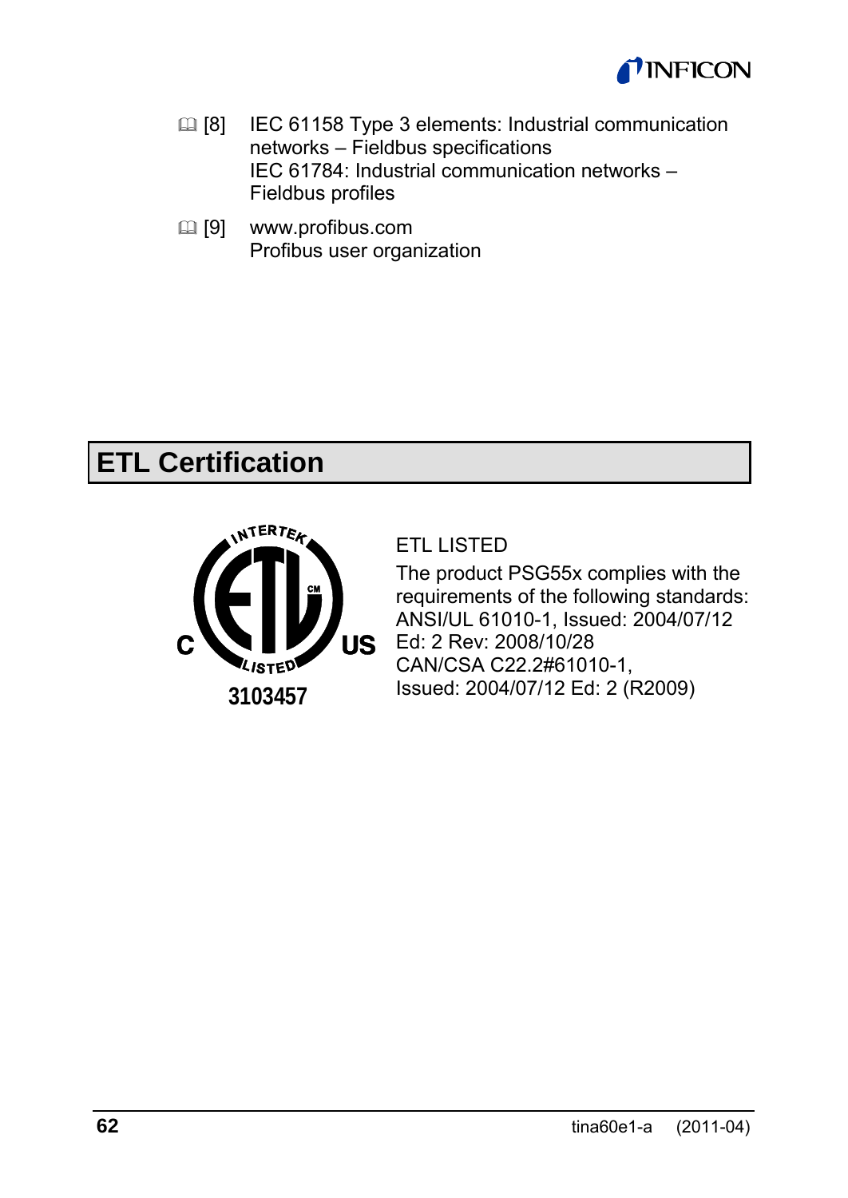&#128214; [8] IEC 61158 Type 3 elements: Industrial communication networks – Fieldbus specifications
IEC 61784: Industrial communication networks – Fieldbus profiles

&#128214; [9] www.profibus.com
Profibus user organization

## ETL Certification

INTERTEK ETL CM C US LISTED
3103457

ETL LISTED

The product PSG55x complies with the requirements of the following standards:
ANSI/UL 61010-1, Issued: 2004/07/12 Ed: 2 Rev: 2008/10/28
CAN/CSA C22.2#61010-1, Issued: 2004/07/12 Ed: 2 (R2009)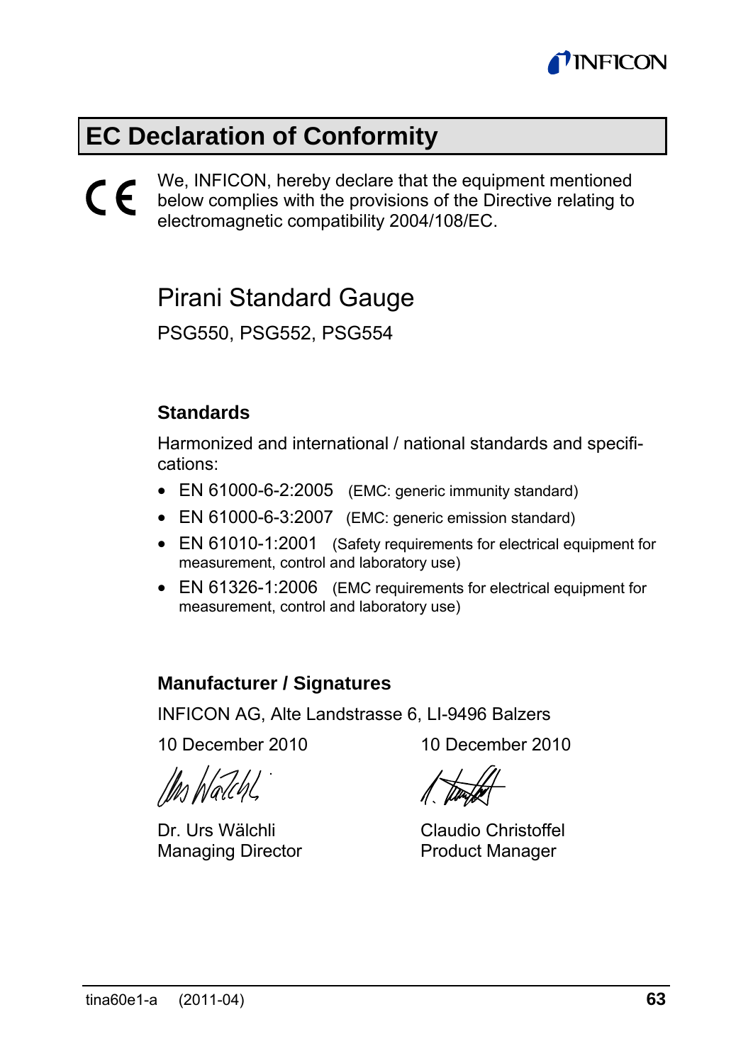# EC Declaration of Conformity

CE We, INFICON, hereby declare that the equipment mentioned below complies with the provisions of the Directive relating to electromagnetic compatibility 2004/108/EC.

## Pirani Standard Gauge

PSG550, PSG552, PSG554

### Standards

Harmonized and international / national standards and specifications:

- EN 61000-6-2:2005 (EMC: generic immunity standard)
- EN 61000-6-3:2007 (EMC: generic emission standard)
- EN 61010-1:2001 (Safety requirements for electrical equipment for measurement, control and laboratory use)
- EN 61326-1:2006 (EMC requirements for electrical equipment for measurement, control and laboratory use)

### Manufacturer / Signatures

INFICON AG, Alte Landstrasse 6, LI-9496 Balzers

10 December 2010

Dr. Urs Wälchli
Managing Director

10 December 2010

Claudio Christoffel
Product Manager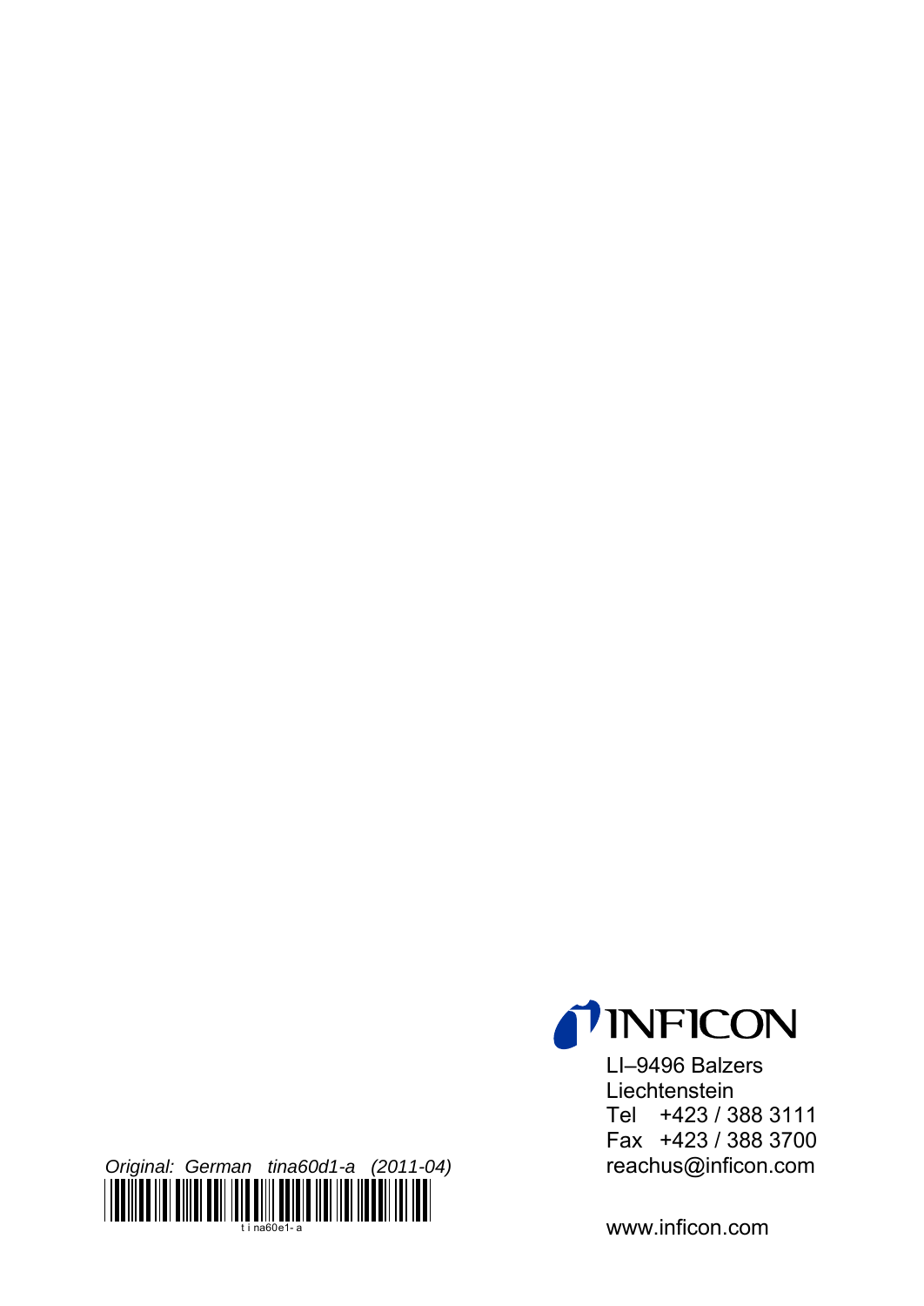INFICON

LI–9496 Balzers
Liechtenstein
Tel +423 / 388 3111
Fax +423 / 388 3700
reachus@inficon.com

www.inficon.com

*Original: German tina60d1-a (2011-04)*

tina60e1-a